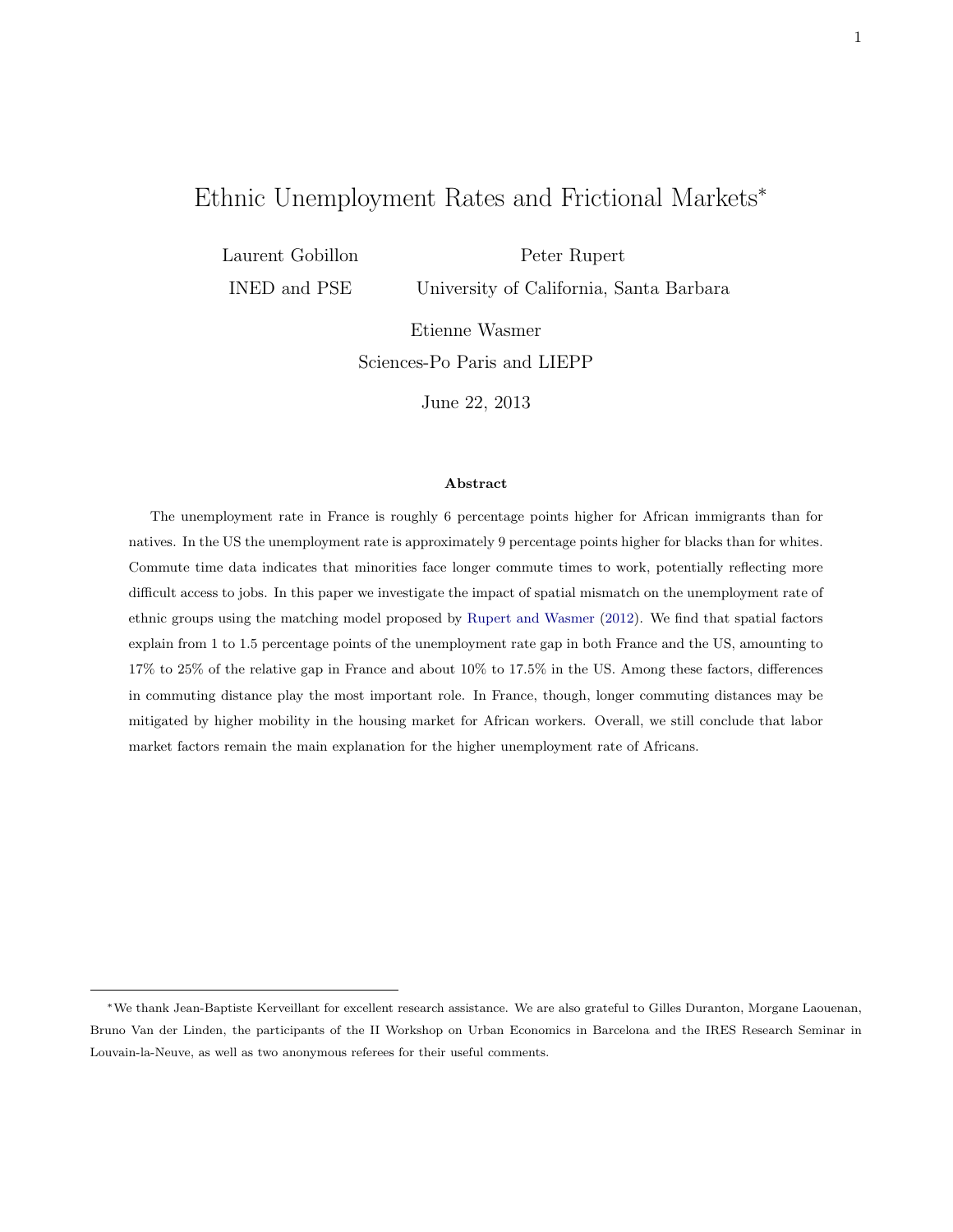# Ethnic Unemployment Rates and Frictional Markets*

Laurent Gobillon
INED and PSE

Peter Rupert
University of California, Santa Barbara

Etienne Wasmer
Sciences-Po Paris and LIEPP

June 22, 2013

**Abstract**

The unemployment rate in France is roughly 6 percentage points higher for African immigrants than for natives. In the US the unemployment rate is approximately 9 percentage points higher for blacks than for whites. Commute time data indicates that minorities face longer commute times to work, potentially reflecting more difficult access to jobs. In this paper we investigate the impact of spatial mismatch on the unemployment rate of ethnic groups using the matching model proposed by Rupert and Wasmer (2012). We find that spatial factors explain from 1 to 1.5 percentage points of the unemployment rate gap in both France and the US, amounting to 17% to 25% of the relative gap in France and about 10% to 17.5% in the US. Among these factors, differences in commuting distance play the most important role. In France, though, longer commuting distances may be mitigated by higher mobility in the housing market for African workers. Overall, we still conclude that labor market factors remain the main explanation for the higher unemployment rate of Africans.

*We thank Jean-Baptiste Kerveillant for excellent research assistance. We are also grateful to Gilles Duranton, Morgane Laouenan, Bruno Van der Linden, the participants of the II Workshop on Urban Economics in Barcelona and the IRES Research Seminar in Louvain-la-Neuve, as well as two anonymous referees for their useful comments.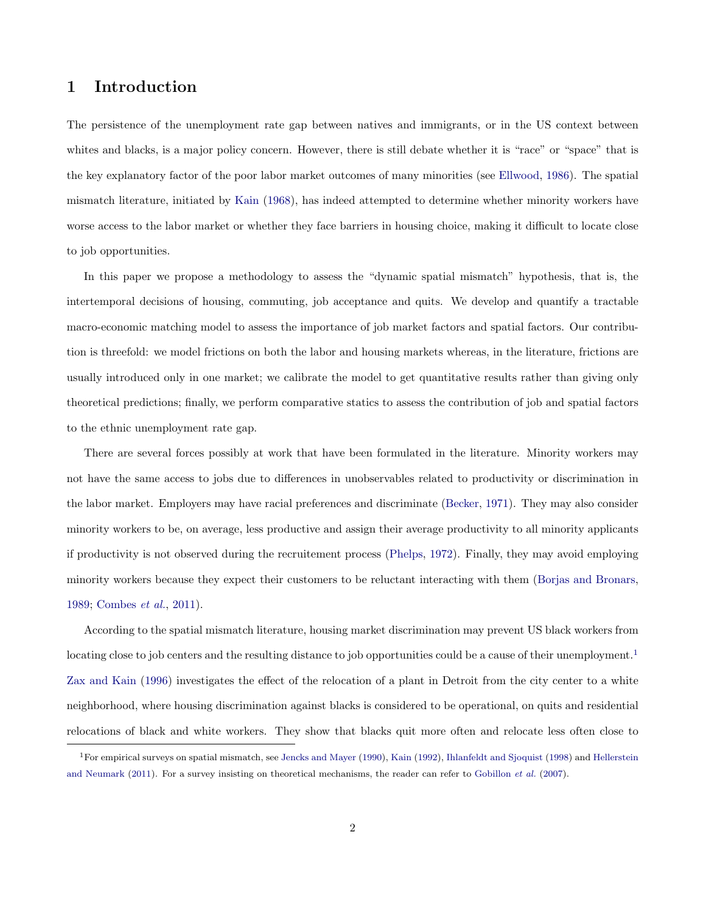# 1 Introduction

The persistence of the unemployment rate gap between natives and immigrants, or in the US context between whites and blacks, is a major policy concern. However, there is still debate whether it is "race" or "space" that is the key explanatory factor of the poor labor market outcomes of many minorities (see Ellwood, 1986). The spatial mismatch literature, initiated by Kain (1968), has indeed attempted to determine whether minority workers have worse access to the labor market or whether they face barriers in housing choice, making it difficult to locate close to job opportunities.

In this paper we propose a methodology to assess the "dynamic spatial mismatch" hypothesis, that is, the intertemporal decisions of housing, commuting, job acceptance and quits. We develop and quantify a tractable macro-economic matching model to assess the importance of job market factors and spatial factors. Our contribution is threefold: we model frictions on both the labor and housing markets whereas, in the literature, frictions are usually introduced only in one market; we calibrate the model to get quantitative results rather than giving only theoretical predictions; finally, we perform comparative statics to assess the contribution of job and spatial factors to the ethnic unemployment rate gap.

There are several forces possibly at work that have been formulated in the literature. Minority workers may not have the same access to jobs due to differences in unobservables related to productivity or discrimination in the labor market. Employers may have racial preferences and discriminate (Becker, 1971). They may also consider minority workers to be, on average, less productive and assign their average productivity to all minority applicants if productivity is not observed during the recruitement process (Phelps, 1972). Finally, they may avoid employing minority workers because they expect their customers to be reluctant interacting with them (Borjas and Bronars, 1989; Combes *et al.*, 2011).

According to the spatial mismatch literature, housing market discrimination may prevent US black workers from locating close to job centers and the resulting distance to job opportunities could be a cause of their unemployment.[1] Zax and Kain (1996) investigates the effect of the relocation of a plant in Detroit from the city center to a white neighborhood, where housing discrimination against blacks is considered to be operational, on quits and residential relocations of black and white workers. They show that blacks quit more often and relocate less often close to

[1] For empirical surveys on spatial mismatch, see Jencks and Mayer (1990), Kain (1992), Ihlanfeldt and Sjoquist (1998) and Hellerstein and Neumark (2011). For a survey insisting on theoretical mechanisms, the reader can refer to Gobillon *et al.* (2007).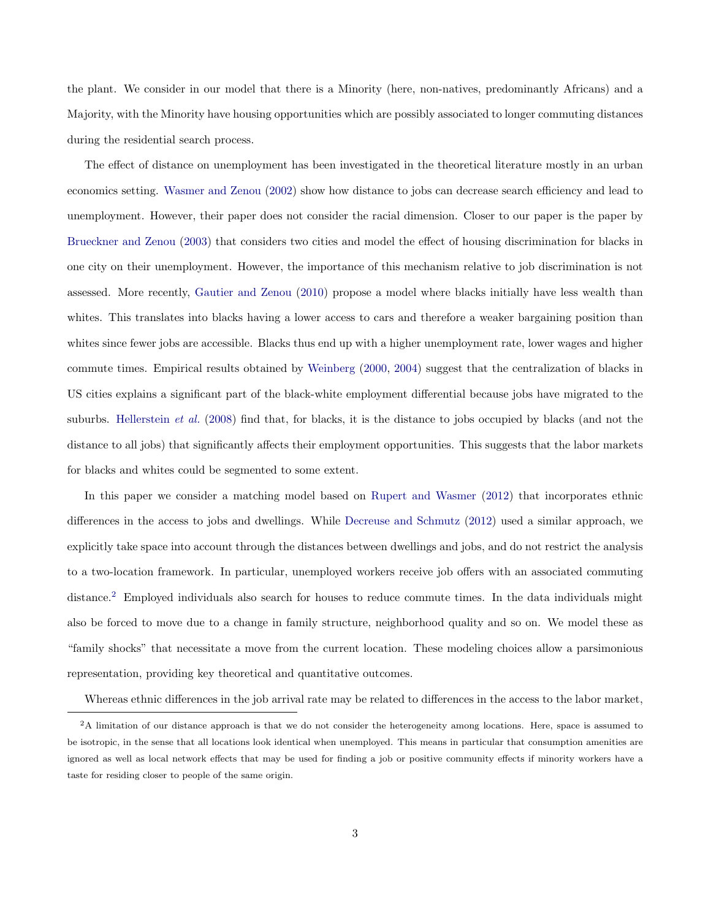the plant. We consider in our model that there is a Minority (here, non-natives, predominantly Africans) and a Majority, with the Minority have housing opportunities which are possibly associated to longer commuting distances during the residential search process.

The effect of distance on unemployment has been investigated in the theoretical literature mostly in an urban economics setting. Wasmer and Zenou (2002) show how distance to jobs can decrease search efficiency and lead to unemployment. However, their paper does not consider the racial dimension. Closer to our paper is the paper by Brueckner and Zenou (2003) that considers two cities and model the effect of housing discrimination for blacks in one city on their unemployment. However, the importance of this mechanism relative to job discrimination is not assessed. More recently, Gautier and Zenou (2010) propose a model where blacks initially have less wealth than whites. This translates into blacks having a lower access to cars and therefore a weaker bargaining position than whites since fewer jobs are accessible. Blacks thus end up with a higher unemployment rate, lower wages and higher commute times. Empirical results obtained by Weinberg (2000, 2004) suggest that the centralization of blacks in US cities explains a significant part of the black-white employment differential because jobs have migrated to the suburbs. Hellerstein *et al.* (2008) find that, for blacks, it is the distance to jobs occupied by blacks (and not the distance to all jobs) that significantly affects their employment opportunities. This suggests that the labor markets for blacks and whites could be segmented to some extent.

In this paper we consider a matching model based on Rupert and Wasmer (2012) that incorporates ethnic differences in the access to jobs and dwellings. While Decreuse and Schmutz (2012) used a similar approach, we explicitly take space into account through the distances between dwellings and jobs, and do not restrict the analysis to a two-location framework. In particular, unemployed workers receive job offers with an associated commuting distance.[2] Employed individuals also search for houses to reduce commute times. In the data individuals might also be forced to move due to a change in family structure, neighborhood quality and so on. We model these as "family shocks" that necessitate a move from the current location. These modeling choices allow a parsimonious representation, providing key theoretical and quantitative outcomes.

Whereas ethnic differences in the job arrival rate may be related to differences in the access to the labor market,

[2] A limitation of our distance approach is that we do not consider the heterogeneity among locations. Here, space is assumed to be isotropic, in the sense that all locations look identical when unemployed. This means in particular that consumption amenities are ignored as well as local network effects that may be used for finding a job or positive community effects if minority workers have a taste for residing closer to people of the same origin.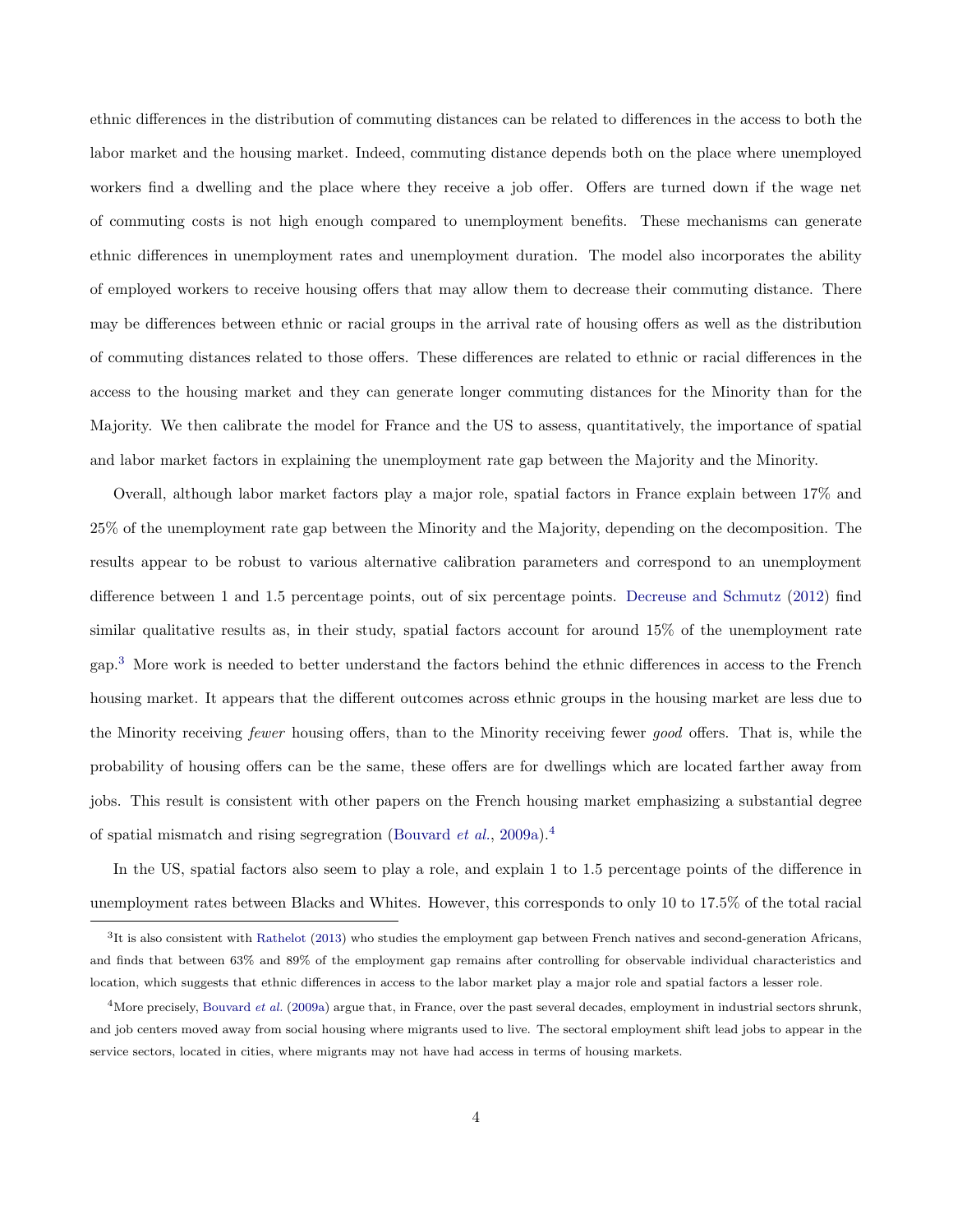ethnic differences in the distribution of commuting distances can be related to differences in the access to both the labor market and the housing market. Indeed, commuting distance depends both on the place where unemployed workers find a dwelling and the place where they receive a job offer. Offers are turned down if the wage net of commuting costs is not high enough compared to unemployment benefits. These mechanisms can generate ethnic differences in unemployment rates and unemployment duration. The model also incorporates the ability of employed workers to receive housing offers that may allow them to decrease their commuting distance. There may be differences between ethnic or racial groups in the arrival rate of housing offers as well as the distribution of commuting distances related to those offers. These differences are related to ethnic or racial differences in the access to the housing market and they can generate longer commuting distances for the Minority than for the Majority. We then calibrate the model for France and the US to assess, quantitatively, the importance of spatial and labor market factors in explaining the unemployment rate gap between the Majority and the Minority.

Overall, although labor market factors play a major role, spatial factors in France explain between 17% and 25% of the unemployment rate gap between the Minority and the Majority, depending on the decomposition. The results appear to be robust to various alternative calibration parameters and correspond to an unemployment difference between 1 and 1.5 percentage points, out of six percentage points. Decreuse and Schmutz (2012) find similar qualitative results as, in their study, spatial factors account for around 15% of the unemployment rate gap.[3] More work is needed to better understand the factors behind the ethnic differences in access to the French housing market. It appears that the different outcomes across ethnic groups in the housing market are less due to the Minority receiving *fewer* housing offers, than to the Minority receiving fewer *good* offers. That is, while the probability of housing offers can be the same, these offers are for dwellings which are located farther away from jobs. This result is consistent with other papers on the French housing market emphasizing a substantial degree of spatial mismatch and rising segregration (Bouvard *et al.*, 2009a).[4]

In the US, spatial factors also seem to play a role, and explain 1 to 1.5 percentage points of the difference in unemployment rates between Blacks and Whites. However, this corresponds to only 10 to 17.5% of the total racial

[3] It is also consistent with Rathelot (2013) who studies the employment gap between French natives and second-generation Africans, and finds that between 63% and 89% of the employment gap remains after controlling for observable individual characteristics and location, which suggests that ethnic differences in access to the labor market play a major role and spatial factors a lesser role.

[4] More precisely, Bouvard *et al.* (2009a) argue that, in France, over the past several decades, employment in industrial sectors shrunk, and job centers moved away from social housing where migrants used to live. The sectoral employment shift lead jobs to appear in the service sectors, located in cities, where migrants may not have had access in terms of housing markets.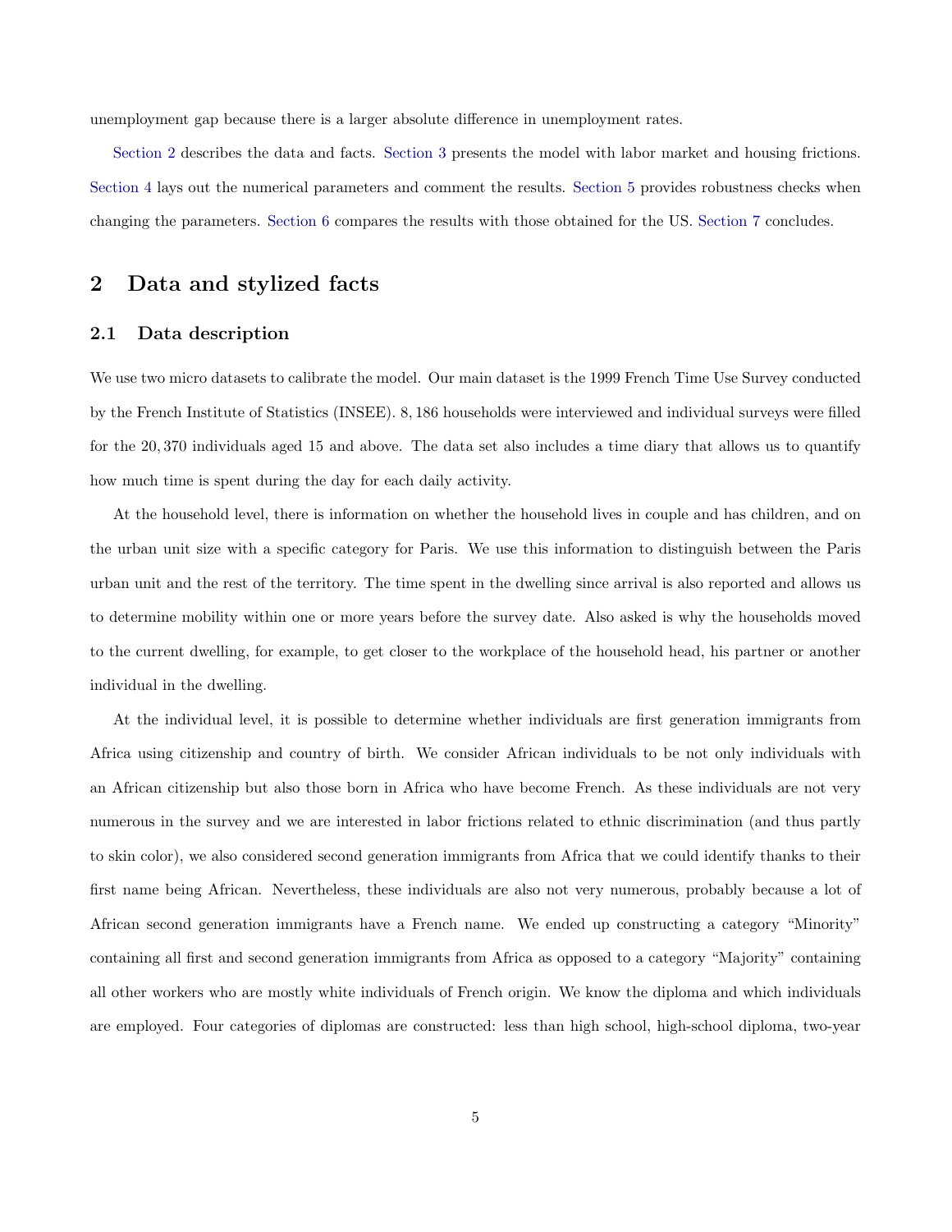unemployment gap because there is a larger absolute difference in unemployment rates.

Section 2 describes the data and facts. Section 3 presents the model with labor market and housing frictions. Section 4 lays out the numerical parameters and comment the results. Section 5 provides robustness checks when changing the parameters. Section 6 compares the results with those obtained for the US. Section 7 concludes.

## 2 Data and stylized facts

### 2.1 Data description

We use two micro datasets to calibrate the model. Our main dataset is the 1999 French Time Use Survey conducted by the French Institute of Statistics (INSEE). 8,186 households were interviewed and individual surveys were filled for the 20,370 individuals aged 15 and above. The data set also includes a time diary that allows us to quantify how much time is spent during the day for each daily activity.

At the household level, there is information on whether the household lives in couple and has children, and on the urban unit size with a specific category for Paris. We use this information to distinguish between the Paris urban unit and the rest of the territory. The time spent in the dwelling since arrival is also reported and allows us to determine mobility within one or more years before the survey date. Also asked is why the households moved to the current dwelling, for example, to get closer to the workplace of the household head, his partner or another individual in the dwelling.

At the individual level, it is possible to determine whether individuals are first generation immigrants from Africa using citizenship and country of birth. We consider African individuals to be not only individuals with an African citizenship but also those born in Africa who have become French. As these individuals are not very numerous in the survey and we are interested in labor frictions related to ethnic discrimination (and thus partly to skin color), we also considered second generation immigrants from Africa that we could identify thanks to their first name being African. Nevertheless, these individuals are also not very numerous, probably because a lot of African second generation immigrants have a French name. We ended up constructing a category "Minority" containing all first and second generation immigrants from Africa as opposed to a category "Majority" containing all other workers who are mostly white individuals of French origin. We know the diploma and which individuals are employed. Four categories of diplomas are constructed: less than high school, high-school diploma, two-year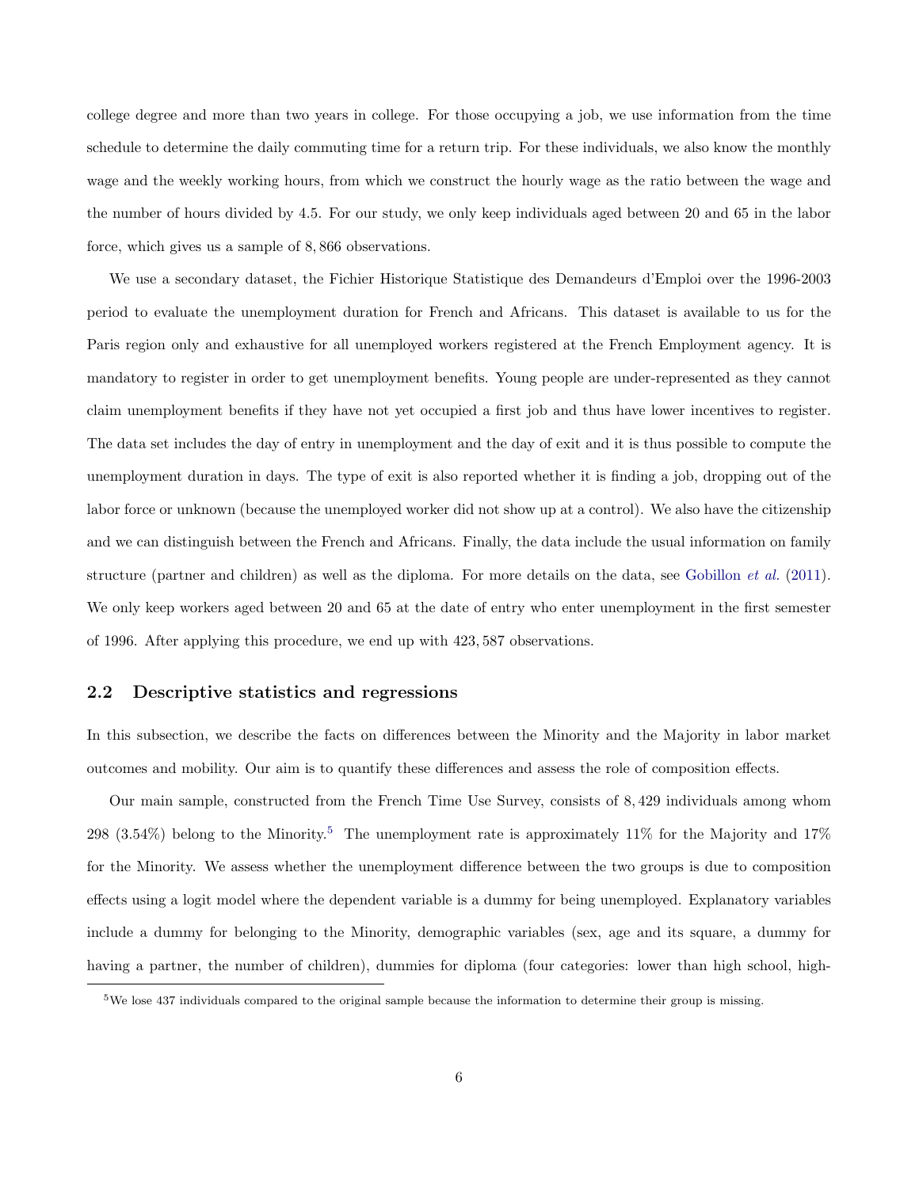college degree and more than two years in college. For those occupying a job, we use information from the time schedule to determine the daily commuting time for a return trip. For these individuals, we also know the monthly wage and the weekly working hours, from which we construct the hourly wage as the ratio between the wage and the number of hours divided by 4.5. For our study, we only keep individuals aged between 20 and 65 in the labor force, which gives us a sample of 8,866 observations.

We use a secondary dataset, the Fichier Historique Statistique des Demandeurs d'Emploi over the 1996-2003 period to evaluate the unemployment duration for French and Africans. This dataset is available to us for the Paris region only and exhaustive for all unemployed workers registered at the French Employment agency. It is mandatory to register in order to get unemployment benefits. Young people are under-represented as they cannot claim unemployment benefits if they have not yet occupied a first job and thus have lower incentives to register. The data set includes the day of entry in unemployment and the day of exit and it is thus possible to compute the unemployment duration in days. The type of exit is also reported whether it is finding a job, dropping out of the labor force or unknown (because the unemployed worker did not show up at a control). We also have the citizenship and we can distinguish between the French and Africans. Finally, the data include the usual information on family structure (partner and children) as well as the diploma. For more details on the data, see Gobillon *et al.* (2011). We only keep workers aged between 20 and 65 at the date of entry who enter unemployment in the first semester of 1996. After applying this procedure, we end up with 423,587 observations.

## 2.2 Descriptive statistics and regressions

In this subsection, we describe the facts on differences between the Minority and the Majority in labor market outcomes and mobility. Our aim is to quantify these differences and assess the role of composition effects.

Our main sample, constructed from the French Time Use Survey, consists of 8,429 individuals among whom 298 (3.54%) belong to the Minority.[5] The unemployment rate is approximately 11% for the Majority and 17% for the Minority. We assess whether the unemployment difference between the two groups is due to composition effects using a logit model where the dependent variable is a dummy for being unemployed. Explanatory variables include a dummy for belonging to the Minority, demographic variables (sex, age and its square, a dummy for having a partner, the number of children), dummies for diploma (four categories: lower than high school, high-

[5] We lose 437 individuals compared to the original sample because the information to determine their group is missing.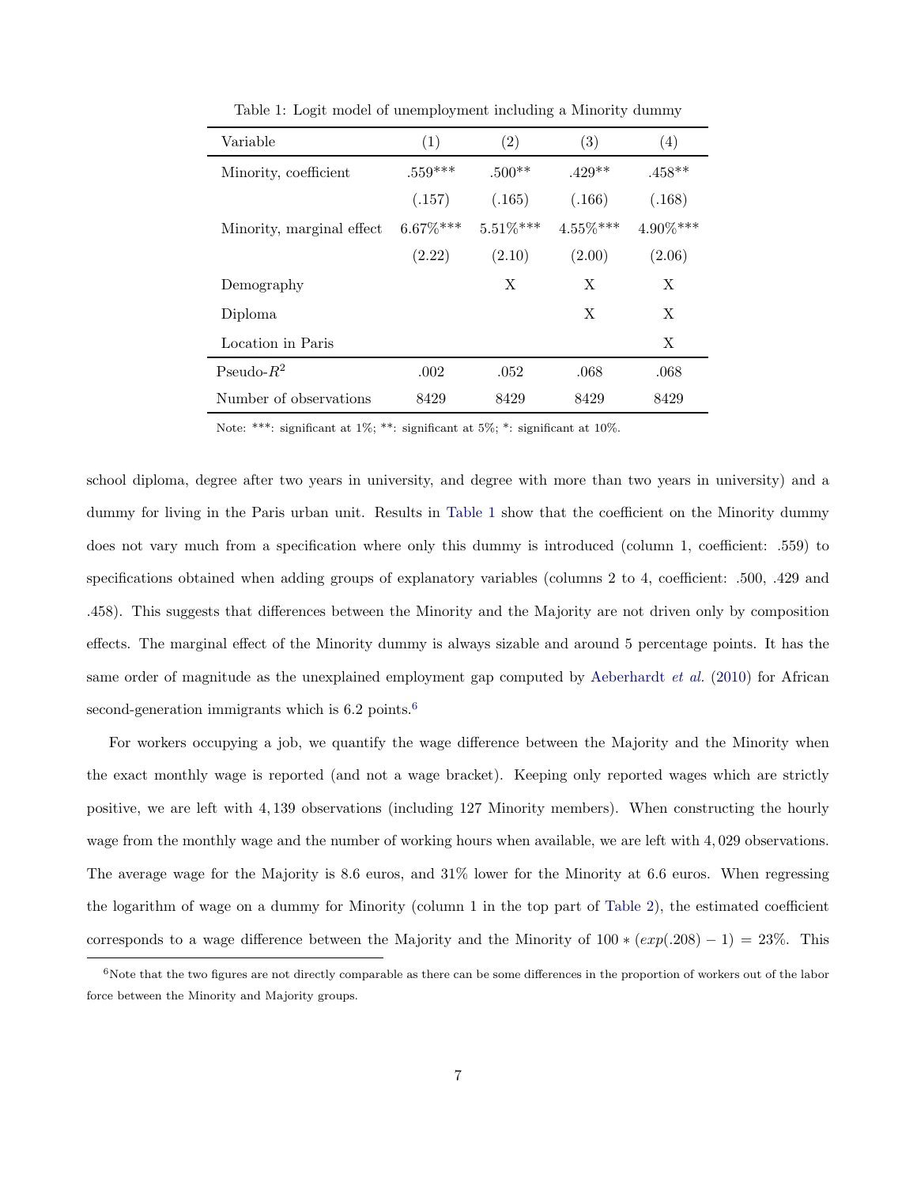Table 1: Logit model of unemployment including a Minority dummy

| Variable | (1) | (2) | (3) | (4) |
|---|---|---|---|---|
| Minority, coefficient | .559*** | .500** | .429** | .458** |
| | (.157) | (.165) | (.166) | (.168) |
| Minority, marginal effect | 6.67%*** | 5.51%*** | 4.55%*** | 4.90%*** |
| | (2.22) | (2.10) | (2.00) | (2.06) |
| Demography | | X | X | X |
| Diploma | | | X | X |
| Location in Paris | | | | X |
| Pseudo-$R^2$ | .002 | .052 | .068 | .068 |
| Number of observations | 8429 | 8429 | 8429 | 8429 |

Note: ***: significant at 1%; **: significant at 5%; *: significant at 10%.

school diploma, degree after two years in university, and degree with more than two years in university) and a dummy for living in the Paris urban unit. Results in Table 1 show that the coefficient on the Minority dummy does not vary much from a specification where only this dummy is introduced (column 1, coefficient: .559) to specifications obtained when adding groups of explanatory variables (columns 2 to 4, coefficient: .500, .429 and .458). This suggests that differences between the Minority and the Majority are not driven only by composition effects. The marginal effect of the Minority dummy is always sizable and around 5 percentage points. It has the same order of magnitude as the unexplained employment gap computed by Aeberhardt *et al.* (2010) for African second-generation immigrants which is 6.2 points.[6]

For workers occupying a job, we quantify the wage difference between the Majority and the Minority when the exact monthly wage is reported (and not a wage bracket). Keeping only reported wages which are strictly positive, we are left with 4,139 observations (including 127 Minority members). When constructing the hourly wage from the monthly wage and the number of working hours when available, we are left with 4,029 observations. The average wage for the Majority is 8.6 euros, and 31% lower for the Minority at 6.6 euros. When regressing the logarithm of wage on a dummy for Minority (column 1 in the top part of Table 2), the estimated coefficient corresponds to a wage difference between the Majority and the Minority of $100 * (exp(.208) - 1) = 23\%$. This

[6] Note that the two figures are not directly comparable as there can be some differences in the proportion of workers out of the labor force between the Minority and Majority groups.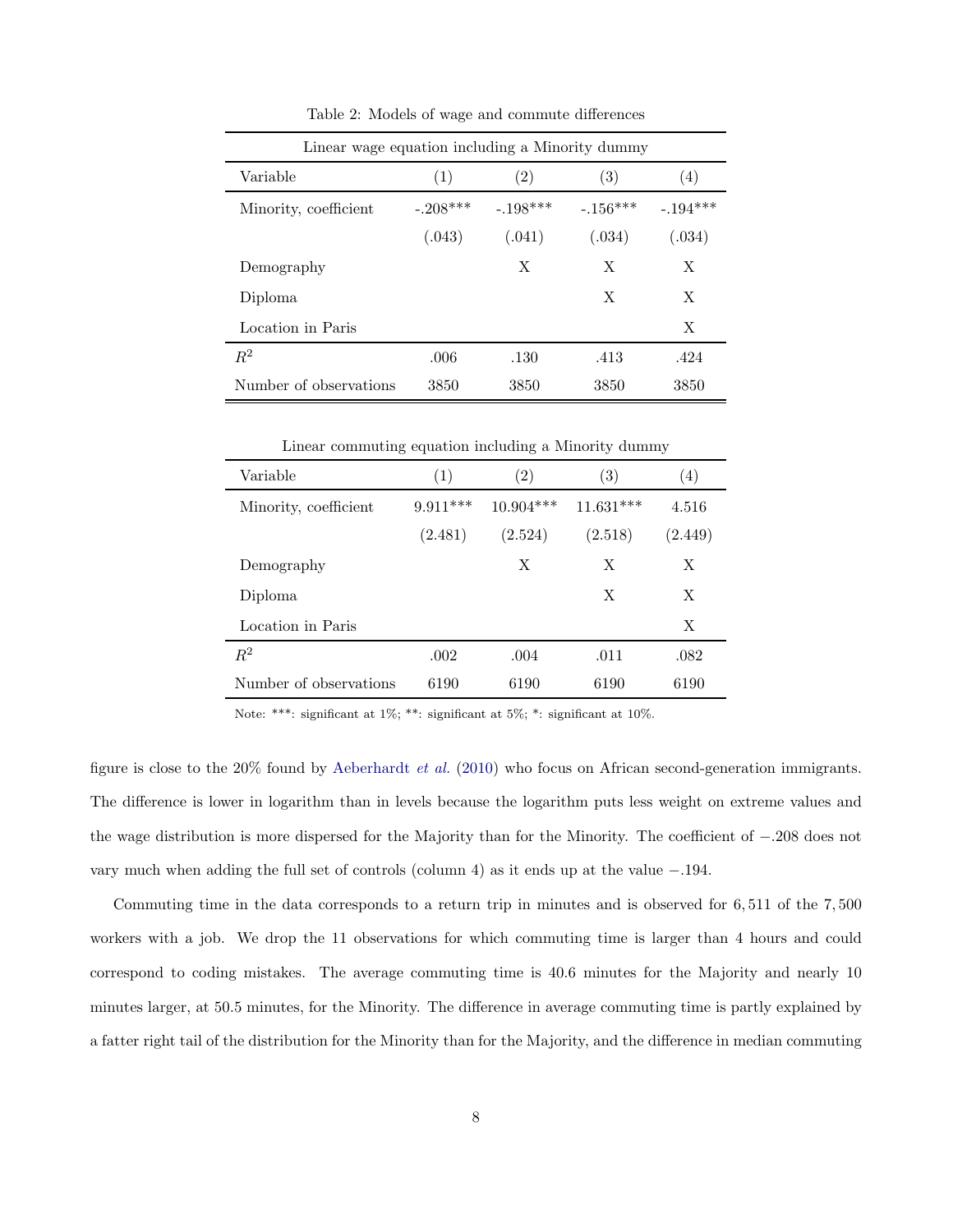Table 2: Models of wage and commute differences

| Linear wage equation including a Minority dummy | | | | |
|---|---|---|---|---|
| Variable | (1) | (2) | (3) | (4) |
| Minority, coefficient | -.208*** | -.198*** | -.156*** | -.194*** |
| | (.043) | (.041) | (.034) | (.034) |
| Demography | | X | X | X |
| Diploma | | | X | X |
| Location in Paris | | | | X |
| $R^2$ | .006 | .130 | .413 | .424 |
| Number of observations | 3850 | 3850 | 3850 | 3850 |

| Linear commuting equation including a Minority dummy | | | | |
|---|---|---|---|---|
| Variable | (1) | (2) | (3) | (4) |
| Minority, coefficient | 9.911*** | 10.904*** | 11.631*** | 4.516 |
| | (2.481) | (2.524) | (2.518) | (2.449) |
| Demography | | X | X | X |
| Diploma | | | X | X |
| Location in Paris | | | | X |
| $R^2$ | .002 | .004 | .011 | .082 |
| Number of observations | 6190 | 6190 | 6190 | 6190 |

Note: ***: significant at 1%; **: significant at 5%; *: significant at 10%.

figure is close to the 20% found by Aeberhardt *et al.* (2010) who focus on African second-generation immigrants. The difference is lower in logarithm than in levels because the logarithm puts less weight on extreme values and the wage distribution is more dispersed for the Majority than for the Minority. The coefficient of $-.208$ does not vary much when adding the full set of controls (column 4) as it ends up at the value $-.194$.

Commuting time in the data corresponds to a return trip in minutes and is observed for 6,511 of the 7,500 workers with a job. We drop the 11 observations for which commuting time is larger than 4 hours and could correspond to coding mistakes. The average commuting time is 40.6 minutes for the Majority and nearly 10 minutes larger, at 50.5 minutes, for the Minority. The difference in average commuting time is partly explained by a fatter right tail of the distribution for the Minority than for the Majority, and the difference in median commuting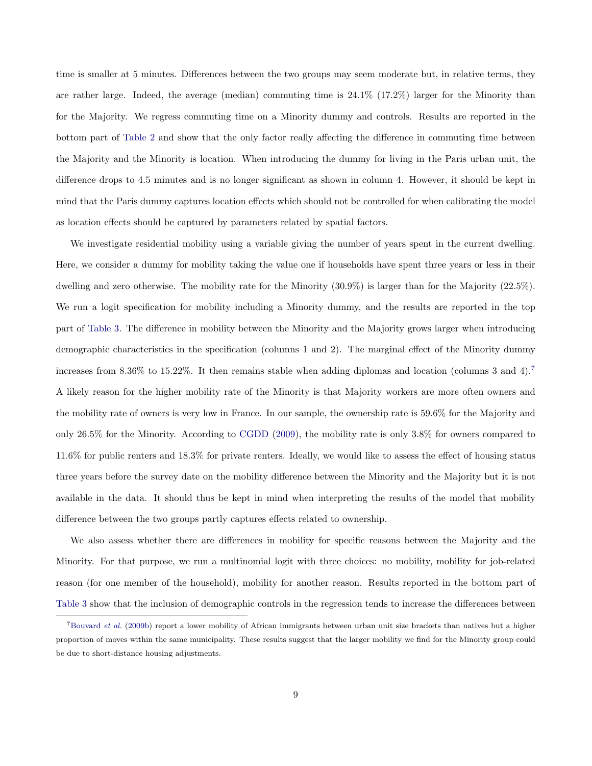time is smaller at 5 minutes. Differences between the two groups may seem moderate but, in relative terms, they are rather large. Indeed, the average (median) commuting time is 24.1% (17.2%) larger for the Minority than for the Majority. We regress commuting time on a Minority dummy and controls. Results are reported in the bottom part of Table 2 and show that the only factor really affecting the difference in commuting time between the Majority and the Minority is location. When introducing the dummy for living in the Paris urban unit, the difference drops to 4.5 minutes and is no longer significant as shown in column 4. However, it should be kept in mind that the Paris dummy captures location effects which should not be controlled for when calibrating the model as location effects should be captured by parameters related by spatial factors.

We investigate residential mobility using a variable giving the number of years spent in the current dwelling. Here, we consider a dummy for mobility taking the value one if households have spent three years or less in their dwelling and zero otherwise. The mobility rate for the Minority (30.9%) is larger than for the Majority (22.5%). We run a logit specification for mobility including a Minority dummy, and the results are reported in the top part of Table 3. The difference in mobility between the Minority and the Majority grows larger when introducing demographic characteristics in the specification (columns 1 and 2). The marginal effect of the Minority dummy increases from 8.36% to 15.22%. It then remains stable when adding diplomas and location (columns 3 and 4).[7] A likely reason for the higher mobility rate of the Minority is that Majority workers are more often owners and the mobility rate of owners is very low in France. In our sample, the ownership rate is 59.6% for the Majority and only 26.5% for the Minority. According to CGDD (2009), the mobility rate is only 3.8% for owners compared to 11.6% for public renters and 18.3% for private renters. Ideally, we would like to assess the effect of housing status three years before the survey date on the mobility difference between the Minority and the Majority but it is not available in the data. It should thus be kept in mind when interpreting the results of the model that mobility difference between the two groups partly captures effects related to ownership.

We also assess whether there are differences in mobility for specific reasons between the Majority and the Minority. For that purpose, we run a multinomial logit with three choices: no mobility, mobility for job-related reason (for one member of the household), mobility for another reason. Results reported in the bottom part of Table 3 show that the inclusion of demographic controls in the regression tends to increase the differences between

[7] Bouvard *et al.* (2009b) report a lower mobility of African immigrants between urban unit size brackets than natives but a higher proportion of moves within the same municipality. These results suggest that the larger mobility we find for the Minority group could be due to short-distance housing adjustments.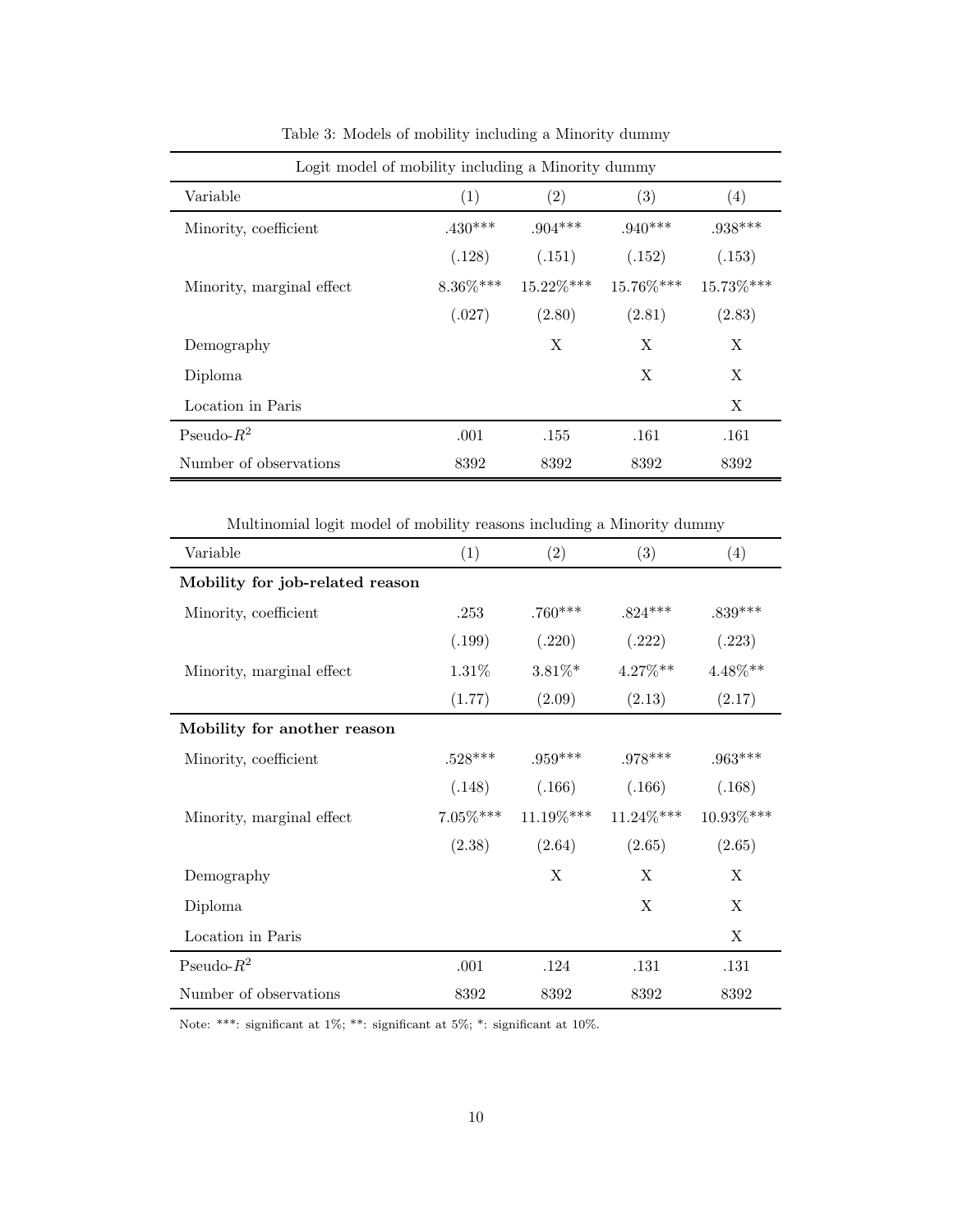Table 3: Models of mobility including a Minority dummy

| Logit model of mobility including a Minority dummy | | | | |
|---|---|---|---|---|
| Variable | (1) | (2) | (3) | (4) |
| Minority, coefficient | .430*** | .904*** | .940*** | .938*** |
| | (.128) | (.151) | (.152) | (.153) |
| Minority, marginal effect | 8.36%*** | 15.22%*** | 15.76%*** | 15.73%*** |
| | (.027) | (2.80) | (2.81) | (2.83) |
| Demography | | X | X | X |
| Diploma | | | X | X |
| Location in Paris | | | | X |
| Pseudo-$R^2$ | .001 | .155 | .161 | .161 |
| Number of observations | 8392 | 8392 | 8392 | 8392 |

| Multinomial logit model of mobility reasons including a Minority dummy | | | | |
|---|---|---|---|---|
| Variable | (1) | (2) | (3) | (4) |
| **Mobility for job-related reason** | | | | |
| Minority, coefficient | .253 | .760*** | .824*** | .839*** |
| | (.199) | (.220) | (.222) | (.223) |
| Minority, marginal effect | 1.31% | 3.81%* | 4.27%** | 4.48%** |
| | (1.77) | (2.09) | (2.13) | (2.17) |
| **Mobility for another reason** | | | | |
| Minority, coefficient | .528*** | .959*** | .978*** | .963*** |
| | (.148) | (.166) | (.166) | (.168) |
| Minority, marginal effect | 7.05%*** | 11.19%*** | 11.24%*** | 10.93%*** |
| | (2.38) | (2.64) | (2.65) | (2.65) |
| Demography | | X | X | X |
| Diploma | | | X | X |
| Location in Paris | | | | X |
| Pseudo-$R^2$ | .001 | .124 | .131 | .131 |
| Number of observations | 8392 | 8392 | 8392 | 8392 |

Note: ***: significant at 1%; **: significant at 5%; *: significant at 10%.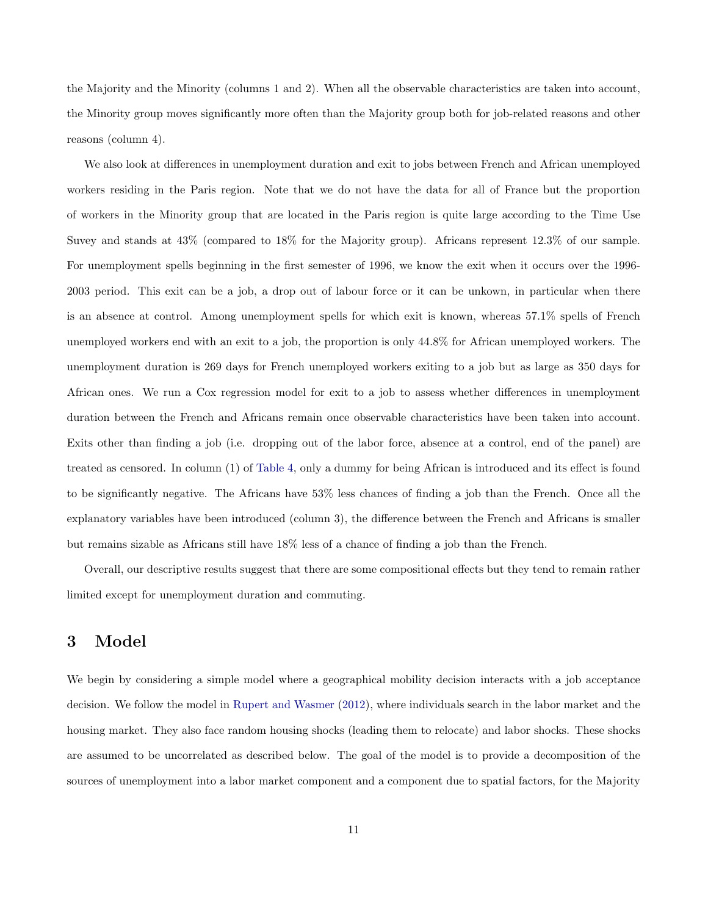the Majority and the Minority (columns 1 and 2). When all the observable characteristics are taken into account, the Minority group moves significantly more often than the Majority group both for job-related reasons and other reasons (column 4).

We also look at differences in unemployment duration and exit to jobs between French and African unemployed workers residing in the Paris region. Note that we do not have the data for all of France but the proportion of workers in the Minority group that are located in the Paris region is quite large according to the Time Use Suvey and stands at 43% (compared to 18% for the Majority group). Africans represent 12.3% of our sample. For unemployment spells beginning in the first semester of 1996, we know the exit when it occurs over the 1996-2003 period. This exit can be a job, a drop out of labour force or it can be unkown, in particular when there is an absence at control. Among unemployment spells for which exit is known, whereas 57.1% spells of French unemployed workers end with an exit to a job, the proportion is only 44.8% for African unemployed workers. The unemployment duration is 269 days for French unemployed workers exiting to a job but as large as 350 days for African ones. We run a Cox regression model for exit to a job to assess whether differences in unemployment duration between the French and Africans remain once observable characteristics have been taken into account. Exits other than finding a job (i.e. dropping out of the labor force, absence at a control, end of the panel) are treated as censored. In column (1) of Table 4, only a dummy for being African is introduced and its effect is found to be significantly negative. The Africans have 53% less chances of finding a job than the French. Once all the explanatory variables have been introduced (column 3), the difference between the French and Africans is smaller but remains sizable as Africans still have 18% less of a chance of finding a job than the French.

Overall, our descriptive results suggest that there are some compositional effects but they tend to remain rather limited except for unemployment duration and commuting.

# 3 Model

We begin by considering a simple model where a geographical mobility decision interacts with a job acceptance decision. We follow the model in Rupert and Wasmer (2012), where individuals search in the labor market and the housing market. They also face random housing shocks (leading them to relocate) and labor shocks. These shocks are assumed to be uncorrelated as described below. The goal of the model is to provide a decomposition of the sources of unemployment into a labor market component and a component due to spatial factors, for the Majority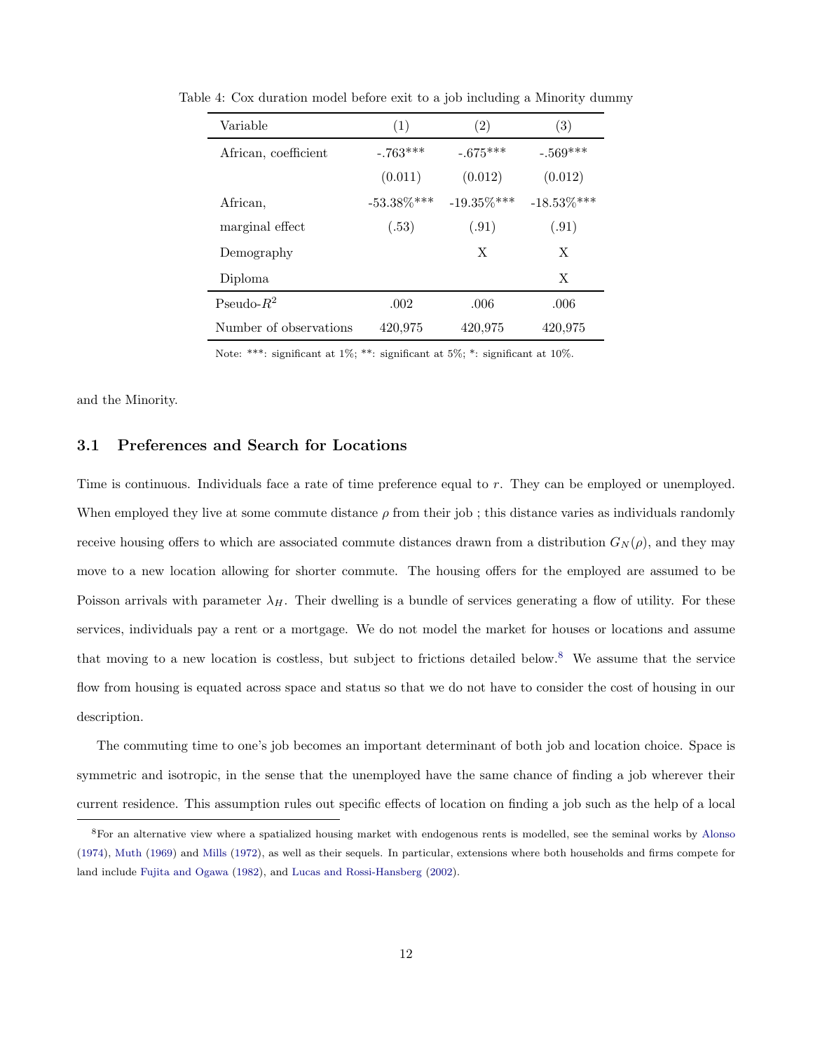Table 4: Cox duration model before exit to a job including a Minority dummy

| Variable | (1) | (2) | (3) |
|---|---|---|---|
| African, coefficient | -.763*** | -.675*** | -.569*** |
| | (0.011) | (0.012) | (0.012) |
| African, | -53.38%*** | -19.35%*** | -18.53%*** |
| marginal effect | (.53) | (.91) | (.91) |
| Demography | | X | X |
| Diploma | | | X |
| Pseudo-$R^2$ | .002 | .006 | .006 |
| Number of observations | 420,975 | 420,975 | 420,975 |

Note: ***: significant at 1%; **: significant at 5%; *: significant at 10%.

and the Minority.

### 3.1 Preferences and Search for Locations

Time is continuous. Individuals face a rate of time preference equal to $r$. They can be employed or unemployed. When employed they live at some commute distance $\rho$ from their job ; this distance varies as individuals randomly receive housing offers to which are associated commute distances drawn from a distribution $G_N(\rho)$, and they may move to a new location allowing for shorter commute. The housing offers for the employed are assumed to be Poisson arrivals with parameter $\lambda_H$. Their dwelling is a bundle of services generating a flow of utility. For these services, individuals pay a rent or a mortgage. We do not model the market for houses or locations and assume that moving to a new location is costless, but subject to frictions detailed below.[8] We assume that the service flow from housing is equated across space and status so that we do not have to consider the cost of housing in our description.

The commuting time to one's job becomes an important determinant of both job and location choice. Space is symmetric and isotropic, in the sense that the unemployed have the same chance of finding a job wherever their current residence. This assumption rules out specific effects of location on finding a job such as the help of a local

[8] For an alternative view where a spatialized housing market with endogenous rents is modelled, see the seminal works by Alonso (1974), Muth (1969) and Mills (1972), as well as their sequels. In particular, extensions where both households and firms compete for land include Fujita and Ogawa (1982), and Lucas and Rossi-Hansberg (2002).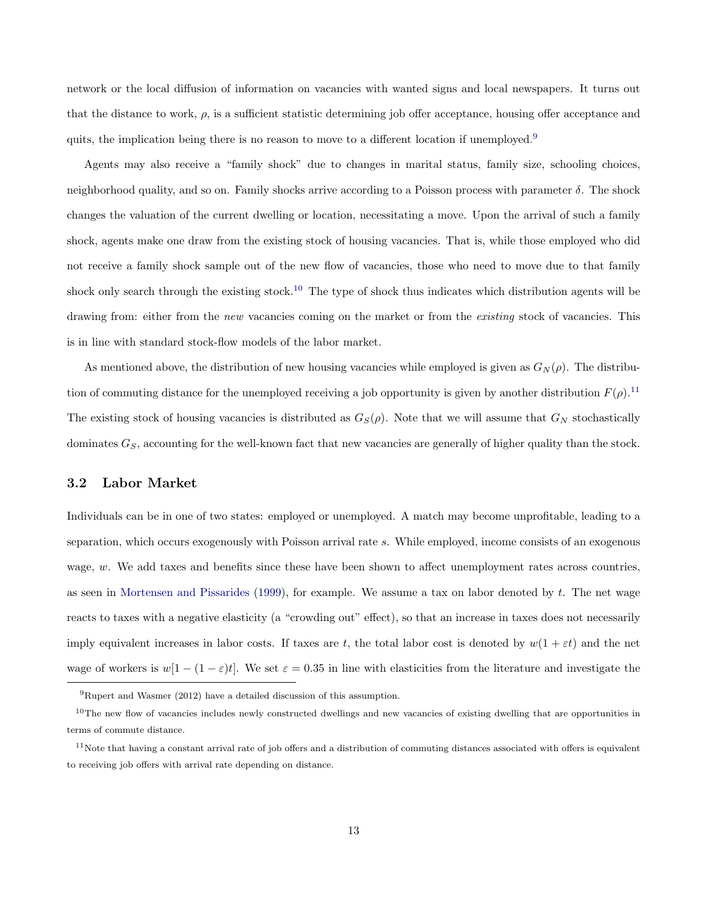network or the local diffusion of information on vacancies with wanted signs and local newspapers. It turns out that the distance to work, $\rho$, is a sufficient statistic determining job offer acceptance, housing offer acceptance and quits, the implication being there is no reason to move to a different location if unemployed.[9]

Agents may also receive a "family shock" due to changes in marital status, family size, schooling choices, neighborhood quality, and so on. Family shocks arrive according to a Poisson process with parameter $\delta$. The shock changes the valuation of the current dwelling or location, necessitating a move. Upon the arrival of such a family shock, agents make one draw from the existing stock of housing vacancies. That is, while those employed who did not receive a family shock sample out of the new flow of vacancies, those who need to move due to that family shock only search through the existing stock.[10] The type of shock thus indicates which distribution agents will be drawing from: either from the *new* vacancies coming on the market or from the *existing* stock of vacancies. This is in line with standard stock-flow models of the labor market.

As mentioned above, the distribution of new housing vacancies while employed is given as $G_N(\rho)$. The distribution of commuting distance for the unemployed receiving a job opportunity is given by another distribution $F(\rho)$.[11] The existing stock of housing vacancies is distributed as $G_S(\rho)$. Note that we will assume that $G_N$ stochastically dominates $G_S$, accounting for the well-known fact that new vacancies are generally of higher quality than the stock.

### 3.2 Labor Market

Individuals can be in one of two states: employed or unemployed. A match may become unprofitable, leading to a separation, which occurs exogenously with Poisson arrival rate $s$. While employed, income consists of an exogenous wage, $w$. We add taxes and benefits since these have been shown to affect unemployment rates across countries, as seen in Mortensen and Pissarides (1999), for example. We assume a tax on labor denoted by $t$. The net wage reacts to taxes with a negative elasticity (a "crowding out" effect), so that an increase in taxes does not necessarily imply equivalent increases in labor costs. If taxes are $t$, the total labor cost is denoted by $w(1 + \varepsilon t)$ and the net wage of workers is $w[1 - (1 - \varepsilon)t]$. We set $\varepsilon = 0.35$ in line with elasticities from the literature and investigate the

---

[9] Rupert and Wasmer (2012) have a detailed discussion of this assumption.

[10] The new flow of vacancies includes newly constructed dwellings and new vacancies of existing dwelling that are opportunities in terms of commute distance.

[11] Note that having a constant arrival rate of job offers and a distribution of commuting distances associated with offers is equivalent to receiving job offers with arrival rate depending on distance.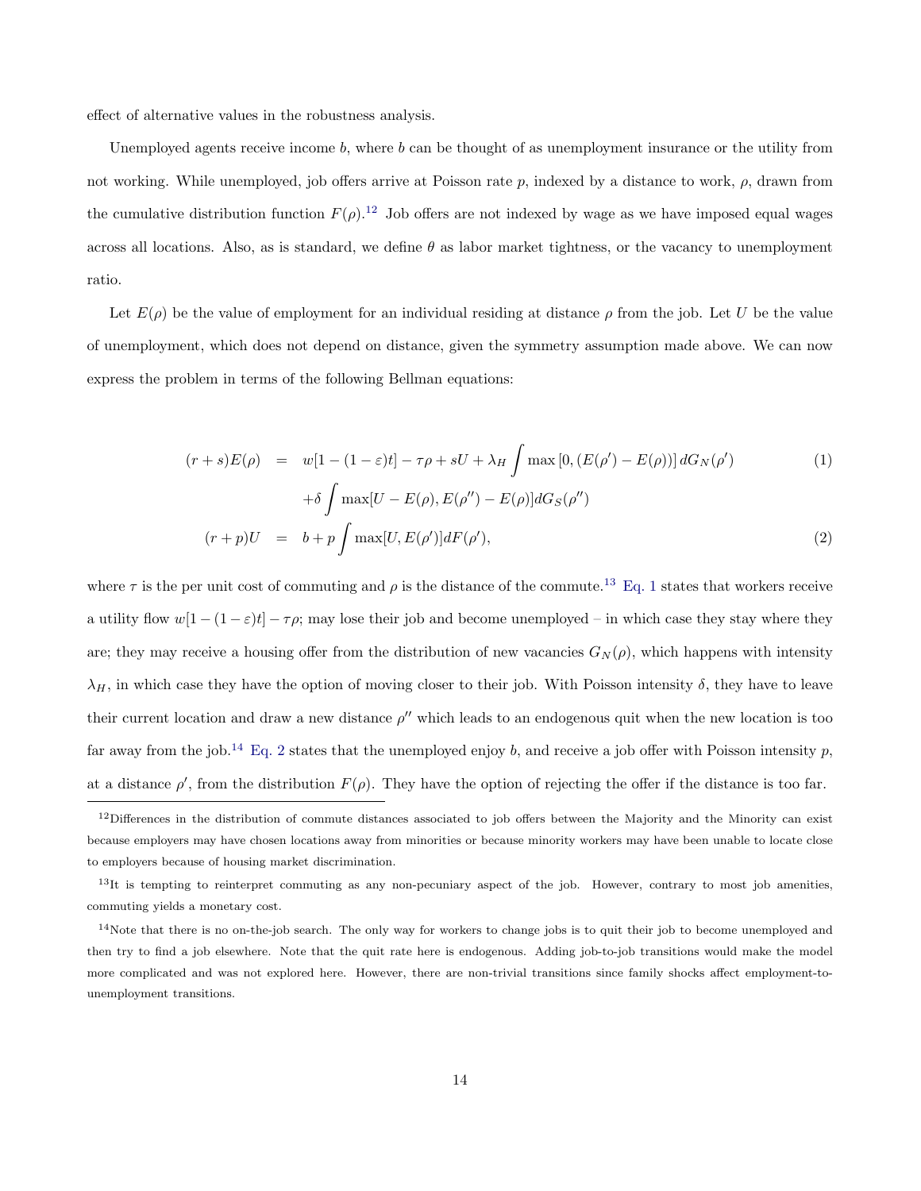effect of alternative values in the robustness analysis.

Unemployed agents receive income $b$, where $b$ can be thought of as unemployment insurance or the utility from not working. While unemployed, job offers arrive at Poisson rate $p$, indexed by a distance to work, $\rho$, drawn from the cumulative distribution function $F(\rho)$.[12] Job offers are not indexed by wage as we have imposed equal wages across all locations. Also, as is standard, we define $\theta$ as labor market tightness, or the vacancy to unemployment ratio.

Let $E(\rho)$ be the value of employment for an individual residing at distance $\rho$ from the job. Let $U$ be the value of unemployment, which does not depend on distance, given the symmetry assumption made above. We can now express the problem in terms of the following Bellman equations:

$$
\begin{aligned}
(r+s)E(\rho) &= w[1-(1-\varepsilon)t] - \tau\rho + sU + \lambda_H \int \max\left[0, (E(\rho') - E(\rho))\right] dG_N(\rho') \\
&\quad + \delta \int \max[U - E(\rho), E(\rho'') - E(\rho)] dG_S(\rho'') \qquad (1)\\
(r+p)U &= b + p \int \max[U, E(\rho')] dF(\rho'), \qquad (2)
\end{aligned}
$$

where $\tau$ is the per unit cost of commuting and $\rho$ is the distance of the commute.[13] Eq. 1 states that workers receive a utility flow $w[1-(1-\varepsilon)t] - \tau\rho$; may lose their job and become unemployed – in which case they stay where they are; they may receive a housing offer from the distribution of new vacancies $G_N(\rho)$, which happens with intensity $\lambda_H$, in which case they have the option of moving closer to their job. With Poisson intensity $\delta$, they have to leave their current location and draw a new distance $\rho''$ which leads to an endogenous quit when the new location is too far away from the job.[14] Eq. 2 states that the unemployed enjoy $b$, and receive a job offer with Poisson intensity $p$, at a distance $\rho'$, from the distribution $F(\rho)$. They have the option of rejecting the offer if the distance is too far.

[12] Differences in the distribution of commute distances associated to job offers between the Majority and the Minority can exist because employers may have chosen locations away from minorities or because minority workers may have been unable to locate close to employers because of housing market discrimination.

[13] It is tempting to reinterpret commuting as any non-pecuniary aspect of the job. However, contrary to most job amenities, commuting yields a monetary cost.

[14] Note that there is no on-the-job search. The only way for workers to change jobs is to quit their job to become unemployed and then try to find a job elsewhere. Note that the quit rate here is endogenous. Adding job-to-job transitions would make the model more complicated and was not explored here. However, there are non-trivial transitions since family shocks affect employment-to-unemployment transitions.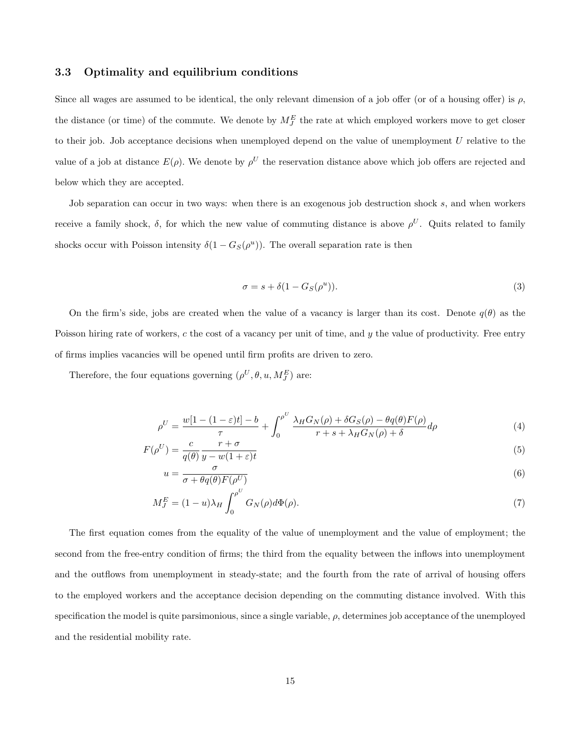### 3.3 Optimality and equilibrium conditions

Since all wages are assumed to be identical, the only relevant dimension of a job offer (or of a housing offer) is $\rho$, the distance (or time) of the commute. We denote by $M_J^E$ the rate at which employed workers move to get closer to their job. Job acceptance decisions when unemployed depend on the value of unemployment $U$ relative to the value of a job at distance $E(\rho)$. We denote by $\rho^U$ the reservation distance above which job offers are rejected and below which they are accepted.

Job separation can occur in two ways: when there is an exogenous job destruction shock $s$, and when workers receive a family shock, $\delta$, for which the new value of commuting distance is above $\rho^U$. Quits related to family shocks occur with Poisson intensity $\delta(1 - G_S(\rho^u))$. The overall separation rate is then

$$\sigma = s + \delta(1 - G_S(\rho^u)). \tag{3}$$

On the firm's side, jobs are created when the value of a vacancy is larger than its cost. Denote $q(\theta)$ as the Poisson hiring rate of workers, $c$ the cost of a vacancy per unit of time, and $y$ the value of productivity. Free entry of firms implies vacancies will be opened until firm profits are driven to zero.

Therefore, the four equations governing $(\rho^U, \theta, u, M_J^E)$ are:

$$\rho^U = \frac{w[1-(1-\varepsilon)t] - b}{\tau} + \int_0^{\rho^U} \frac{\lambda_H G_N(\rho) + \delta G_S(\rho) - \theta q(\theta) F(\rho)}{r + s + \lambda_H G_N(\rho) + \delta} d\rho \tag{4}$$

$$F(\rho^U) = \frac{c}{q(\theta)} \frac{r + \sigma}{y - w(1+\varepsilon)t} \tag{5}$$

$$u = \frac{\sigma}{\sigma + \theta q(\theta) F(\rho^U)} \tag{6}$$

$$M_J^E = (1-u)\lambda_H \int_0^{\rho^U} G_N(\rho) d\Phi(\rho). \tag{7}$$

The first equation comes from the equality of the value of unemployment and the value of employment; the second from the free-entry condition of firms; the third from the equality between the inflows into unemployment and the outflows from unemployment in steady-state; and the fourth from the rate of arrival of housing offers to the employed workers and the acceptance decision depending on the commuting distance involved. With this specification the model is quite parsimonious, since a single variable, $\rho$, determines job acceptance of the unemployed and the residential mobility rate.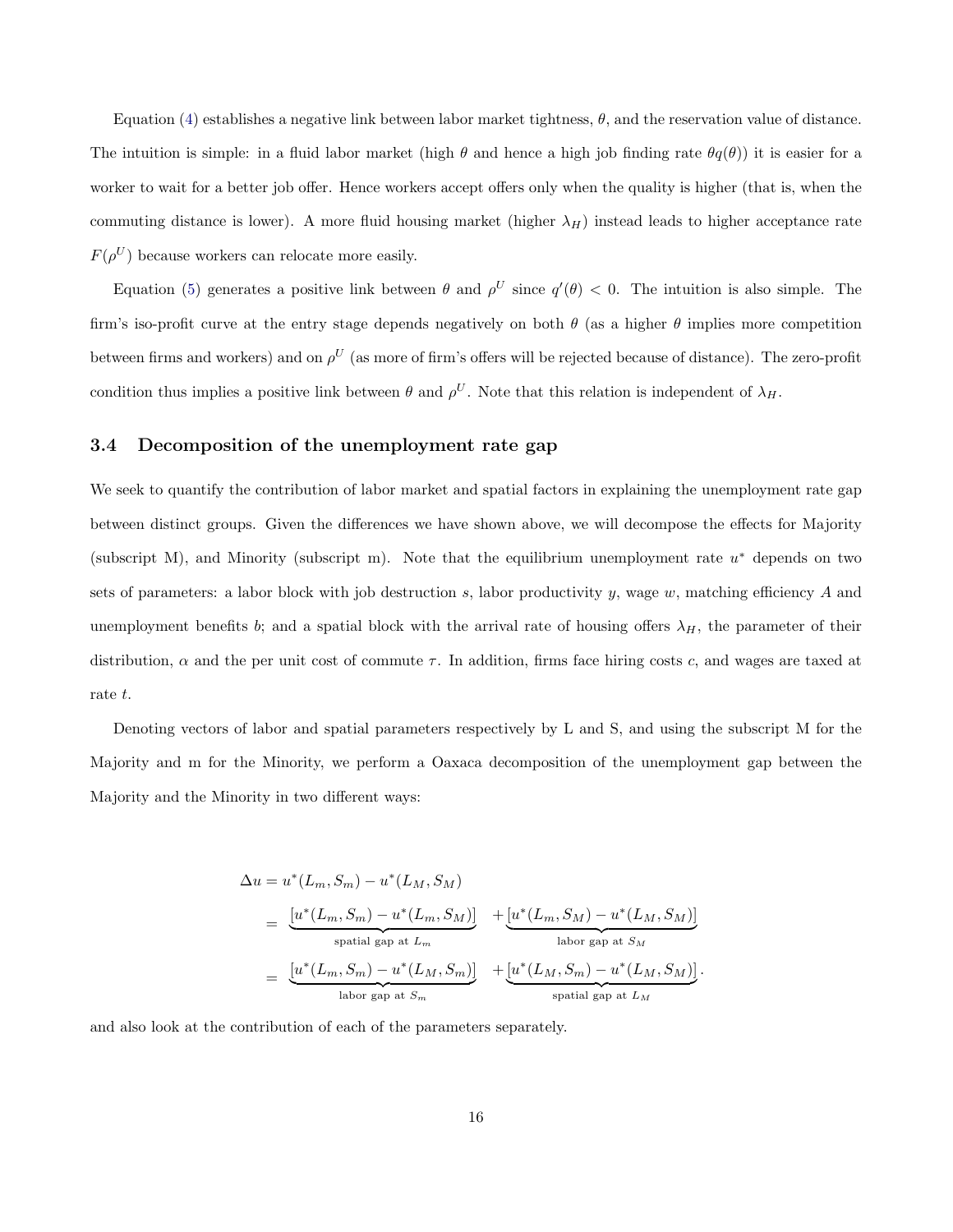Equation (4) establishes a negative link between labor market tightness, $\theta$, and the reservation value of distance. The intuition is simple: in a fluid labor market (high $\theta$ and hence a high job finding rate $\theta q(\theta)$) it is easier for a worker to wait for a better job offer. Hence workers accept offers only when the quality is higher (that is, when the commuting distance is lower). A more fluid housing market (higher $\lambda_H$) instead leads to higher acceptance rate $F(\rho^U)$ because workers can relocate more easily.

Equation (5) generates a positive link between $\theta$ and $\rho^U$ since $q'(\theta) < 0$. The intuition is also simple. The firm's iso-profit curve at the entry stage depends negatively on both $\theta$ (as a higher $\theta$ implies more competition between firms and workers) and on $\rho^U$ (as more of firm's offers will be rejected because of distance). The zero-profit condition thus implies a positive link between $\theta$ and $\rho^U$. Note that this relation is independent of $\lambda_H$.

### 3.4 Decomposition of the unemployment rate gap

We seek to quantify the contribution of labor market and spatial factors in explaining the unemployment rate gap between distinct groups. Given the differences we have shown above, we will decompose the effects for Majority (subscript M), and Minority (subscript m). Note that the equilibrium unemployment rate $u^*$ depends on two sets of parameters: a labor block with job destruction $s$, labor productivity $y$, wage $w$, matching efficiency $A$ and unemployment benefits $b$; and a spatial block with the arrival rate of housing offers $\lambda_H$, the parameter of their distribution, $\alpha$ and the per unit cost of commute $\tau$. In addition, firms face hiring costs $c$, and wages are taxed at rate $t$.

Denoting vectors of labor and spatial parameters respectively by L and S, and using the subscript M for the Majority and m for the Minority, we perform a Oaxaca decomposition of the unemployment gap between the Majority and the Minority in two different ways:

$$
\begin{aligned}
\Delta u &= u^*(L_m, S_m) - u^*(L_M, S_M) \\
&= \underbrace{[u^*(L_m, S_m) - u^*(L_m, S_M)]}_{\text{spatial gap at } L_m} + \underbrace{[u^*(L_m, S_M) - u^*(L_M, S_M)]}_{\text{labor gap at } S_M} \\
&= \underbrace{[u^*(L_m, S_m) - u^*(L_M, S_m)]}_{\text{labor gap at } S_m} + \underbrace{[u^*(L_M, S_m) - u^*(L_M, S_M)]}_{\text{spatial gap at } L_M}.
\end{aligned}
$$

and also look at the contribution of each of the parameters separately.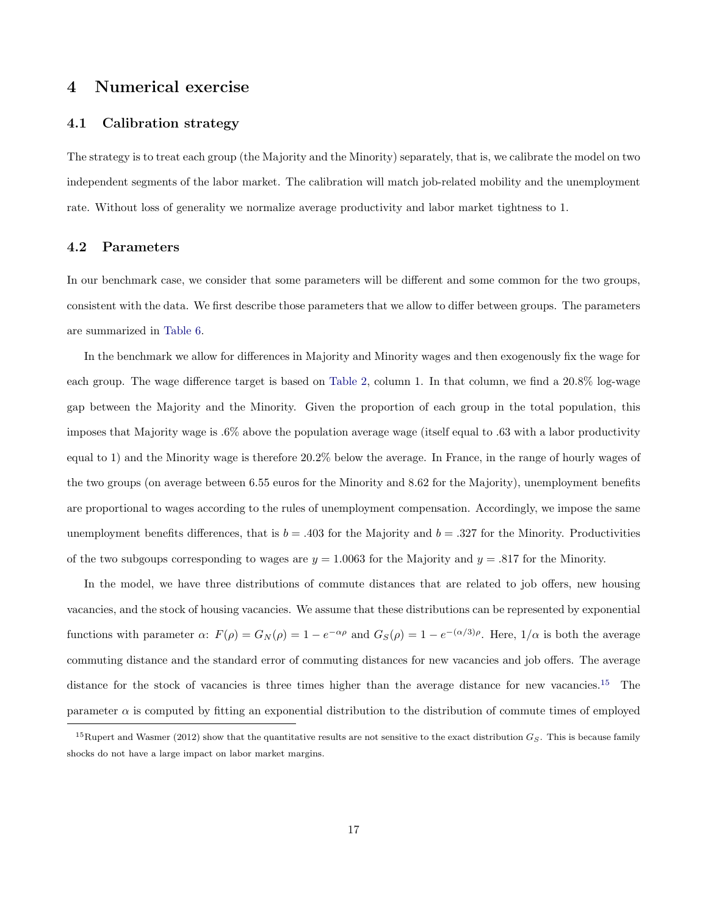# 4 Numerical exercise

## 4.1 Calibration strategy

The strategy is to treat each group (the Majority and the Minority) separately, that is, we calibrate the model on two independent segments of the labor market. The calibration will match job-related mobility and the unemployment rate. Without loss of generality we normalize average productivity and labor market tightness to 1.

## 4.2 Parameters

In our benchmark case, we consider that some parameters will be different and some common for the two groups, consistent with the data. We first describe those parameters that we allow to differ between groups. The parameters are summarized in Table 6.

In the benchmark we allow for differences in Majority and Minority wages and then exogenously fix the wage for each group. The wage difference target is based on Table 2, column 1. In that column, we find a 20.8% log-wage gap between the Majority and the Minority. Given the proportion of each group in the total population, this imposes that Majority wage is .6% above the population average wage (itself equal to .63 with a labor productivity equal to 1) and the Minority wage is therefore 20.2% below the average. In France, in the range of hourly wages of the two groups (on average between 6.55 euros for the Minority and 8.62 for the Majority), unemployment benefits are proportional to wages according to the rules of unemployment compensation. Accordingly, we impose the same unemployment benefits differences, that is $b = .403$ for the Majority and $b = .327$ for the Minority. Productivities of the two subgoups corresponding to wages are $y = 1.0063$ for the Majority and $y = .817$ for the Minority.

In the model, we have three distributions of commute distances that are related to job offers, new housing vacancies, and the stock of housing vacancies. We assume that these distributions can be represented by exponential functions with parameter $\alpha$: $F(\rho) = G_N(\rho) = 1 - e^{-\alpha\rho}$ and $G_S(\rho) = 1 - e^{-(\alpha/3)\rho}$. Here, $1/\alpha$ is both the average commuting distance and the standard error of commuting distances for new vacancies and job offers. The average distance for the stock of vacancies is three times higher than the average distance for new vacancies.[15] The parameter $\alpha$ is computed by fitting an exponential distribution to the distribution of commute times of employed

[15] Rupert and Wasmer (2012) show that the quantitative results are not sensitive to the exact distribution $G_S$. This is because family shocks do not have a large impact on labor market margins.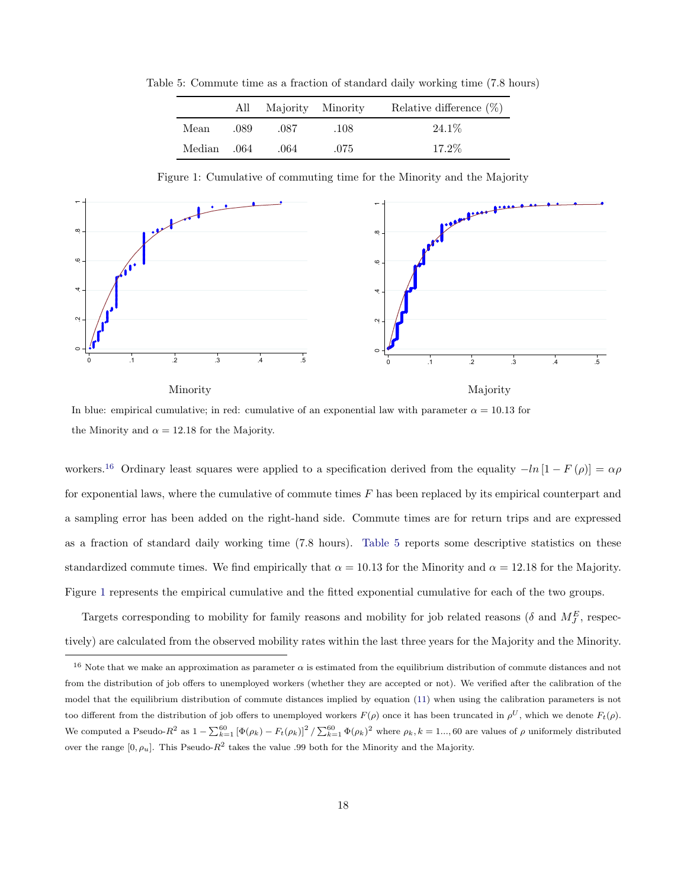Table 5: Commute time as a fraction of standard daily working time (7.8 hours)

| | All | Majority | Minority | Relative difference (%) |
|---|---|---|---|---|
| Mean | .089 | .087 | .108 | 24.1% |
| Median | .064 | .064 | .075 | 17.2% |

Figure 1: Cumulative of commuting time for the Minority and the Majority

Minority

Majority

In blue: empirical cumulative; in red: cumulative of an exponential law with parameter $\alpha = 10.13$ for the Minority and $\alpha = 12.18$ for the Majority.

workers.[16] Ordinary least squares were applied to a specification derived from the equality $-ln\left[1 - F\left(\rho\right)\right] = \alpha\rho$ for exponential laws, where the cumulative of commute times $F$ has been replaced by its empirical counterpart and a sampling error has been added on the right-hand side. Commute times are for return trips and are expressed as a fraction of standard daily working time (7.8 hours). Table 5 reports some descriptive statistics on these standardized commute times. We find empirically that $\alpha = 10.13$ for the Minority and $\alpha = 12.18$ for the Majority. Figure 1 represents the empirical cumulative and the fitted exponential cumulative for each of the two groups.

Targets corresponding to mobility for family reasons and mobility for job related reasons ($\delta$ and $M_J^E$, respectively) are calculated from the observed mobility rates within the last three years for the Majority and the Minority.

[16] Note that we make an approximation as parameter $\alpha$ is estimated from the equilibrium distribution of commute distances and not from the distribution of job offers to unemployed workers (whether they are accepted or not). We verified after the calibration of the model that the equilibrium distribution of commute distances implied by equation (11) when using the calibration parameters is not too different from the distribution of job offers to unemployed workers $F(\rho)$ once it has been truncated in $\rho^U$, which we denote $F_t(\rho)$. We computed a Pseudo-$R^2$ as $1 - \sum_{k=1}^{60}\left[\Phi(\rho_k) - F_t(\rho_k)\right]^2 / \sum_{k=1}^{60}\Phi(\rho_k)^2$ where $\rho_k, k = 1..., 60$ are values of $\rho$ uniformely distributed over the range $[0, \rho_u]$. This Pseudo-$R^2$ takes the value .99 both for the Minority and the Majority.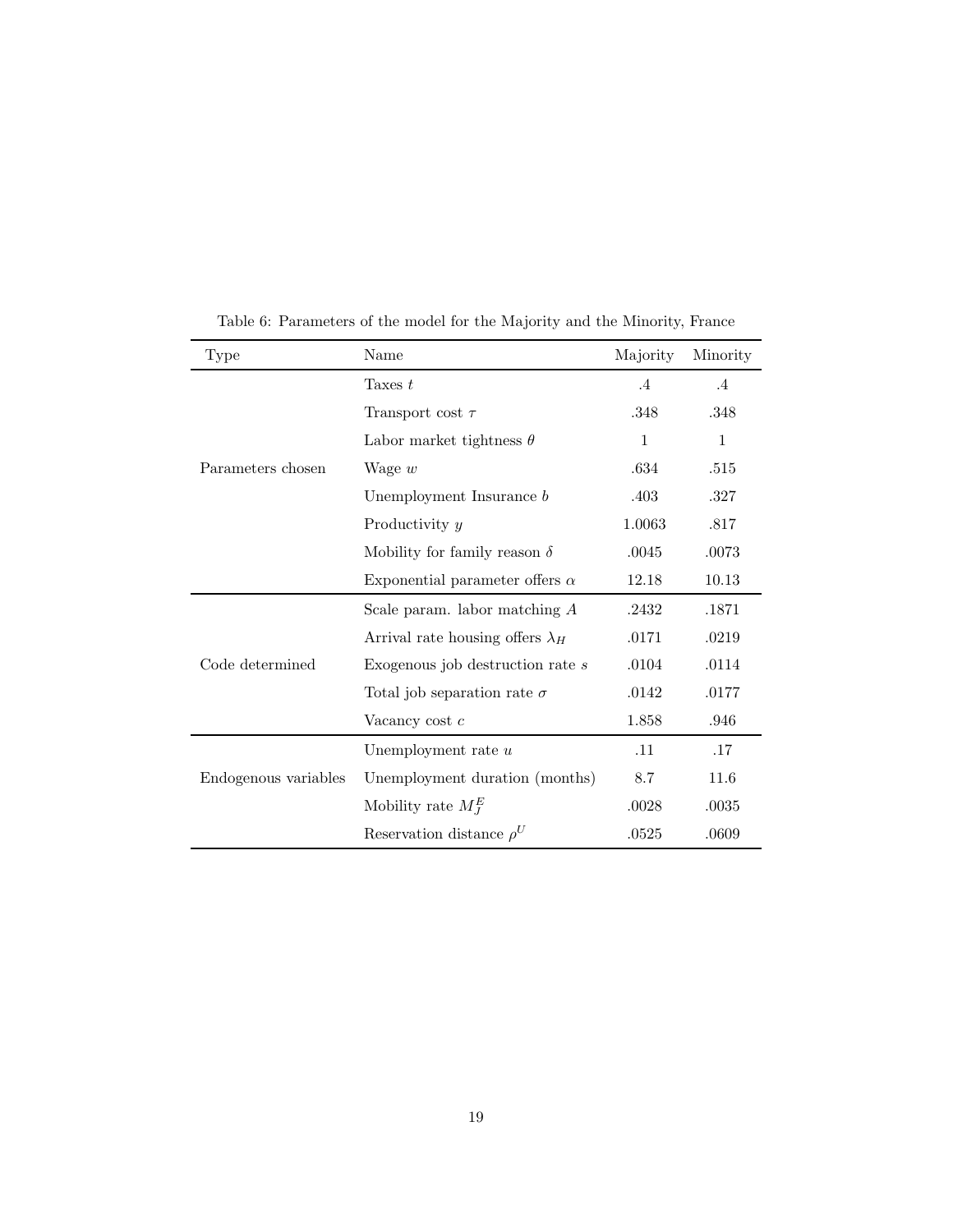Table 6: Parameters of the model for the Majority and the Minority, France

| Type | Name | Majority | Minority |
|---|---|---|---|
| Parameters chosen | Taxes $t$ | .4 | .4 |
| | Transport cost $\tau$ | .348 | .348 |
| | Labor market tightness $\theta$ | 1 | 1 |
| | Wage $w$ | .634 | .515 |
| | Unemployment Insurance $b$ | .403 | .327 |
| | Productivity $y$ | 1.0063 | .817 |
| | Mobility for family reason $\delta$ | .0045 | .0073 |
| | Exponential parameter offers $\alpha$ | 12.18 | 10.13 |
| Code determined | Scale param. labor matching $A$ | .2432 | .1871 |
| | Arrival rate housing offers $\lambda_H$ | .0171 | .0219 |
| | Exogenous job destruction rate $s$ | .0104 | .0114 |
| | Total job separation rate $\sigma$ | .0142 | .0177 |
| | Vacancy cost $c$ | 1.858 | .946 |
| Endogenous variables | Unemployment rate $u$ | .11 | .17 |
| | Unemployment duration (months) | 8.7 | 11.6 |
| | Mobility rate $M_J^E$ | .0028 | .0035 |
| | Reservation distance $\rho^U$ | .0525 | .0609 |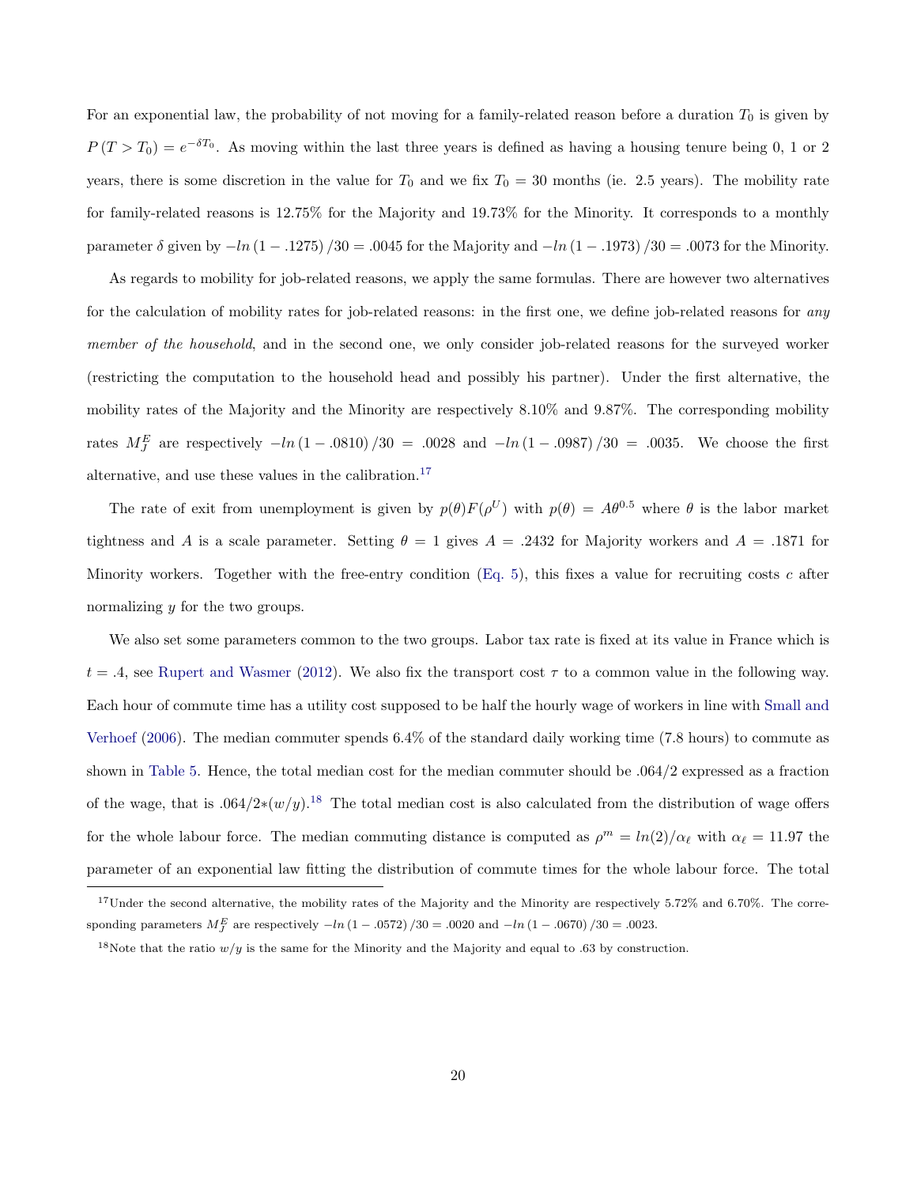For an exponential law, the probability of not moving for a family-related reason before a duration $T_0$ is given by $P(T > T_0) = e^{-\delta T_0}$. As moving within the last three years is defined as having a housing tenure being 0, 1 or 2 years, there is some discretion in the value for $T_0$ and we fix $T_0 = 30$ months (ie. 2.5 years). The mobility rate for family-related reasons is 12.75% for the Majority and 19.73% for the Minority. It corresponds to a monthly parameter $\delta$ given by $-ln(1 - .1275)/30 = .0045$ for the Majority and $-ln(1 - .1973)/30 = .0073$ for the Minority.

As regards to mobility for job-related reasons, we apply the same formulas. There are however two alternatives for the calculation of mobility rates for job-related reasons: in the first one, we define job-related reasons for *any member of the household*, and in the second one, we only consider job-related reasons for the surveyed worker (restricting the computation to the household head and possibly his partner). Under the first alternative, the mobility rates of the Majority and the Minority are respectively 8.10% and 9.87%. The corresponding mobility rates $M_J^E$ are respectively $-ln(1 - .0810)/30 = .0028$ and $-ln(1 - .0987)/30 = .0035$. We choose the first alternative, and use these values in the calibration.[17]

The rate of exit from unemployment is given by $p(\theta)F(\rho^U)$ with $p(\theta) = A\theta^{0.5}$ where $\theta$ is the labor market tightness and $A$ is a scale parameter. Setting $\theta = 1$ gives $A = .2432$ for Majority workers and $A = .1871$ for Minority workers. Together with the free-entry condition (Eq. 5), this fixes a value for recruiting costs $c$ after normalizing $y$ for the two groups.

We also set some parameters common to the two groups. Labor tax rate is fixed at its value in France which is $t = .4$, see Rupert and Wasmer (2012). We also fix the transport cost $\tau$ to a common value in the following way. Each hour of commute time has a utility cost supposed to be half the hourly wage of workers in line with Small and Verhoef (2006). The median commuter spends 6.4% of the standard daily working time (7.8 hours) to commute as shown in Table 5. Hence, the total median cost for the median commuter should be .064/2 expressed as a fraction of the wage, that is $.064/2*(w/y)$.[18] The total median cost is also calculated from the distribution of wage offers for the whole labour force. The median commuting distance is computed as $\rho^m = ln(2)/\alpha_\ell$ with $\alpha_\ell = 11.97$ the parameter of an exponential law fitting the distribution of commute times for the whole labour force. The total

[17] Under the second alternative, the mobility rates of the Majority and the Minority are respectively 5.72% and 6.70%. The corresponding parameters $M_J^E$ are respectively $-ln(1 - .0572)/30 = .0020$ and $-ln(1 - .0670)/30 = .0023$.

[18] Note that the ratio $w/y$ is the same for the Minority and the Majority and equal to .63 by construction.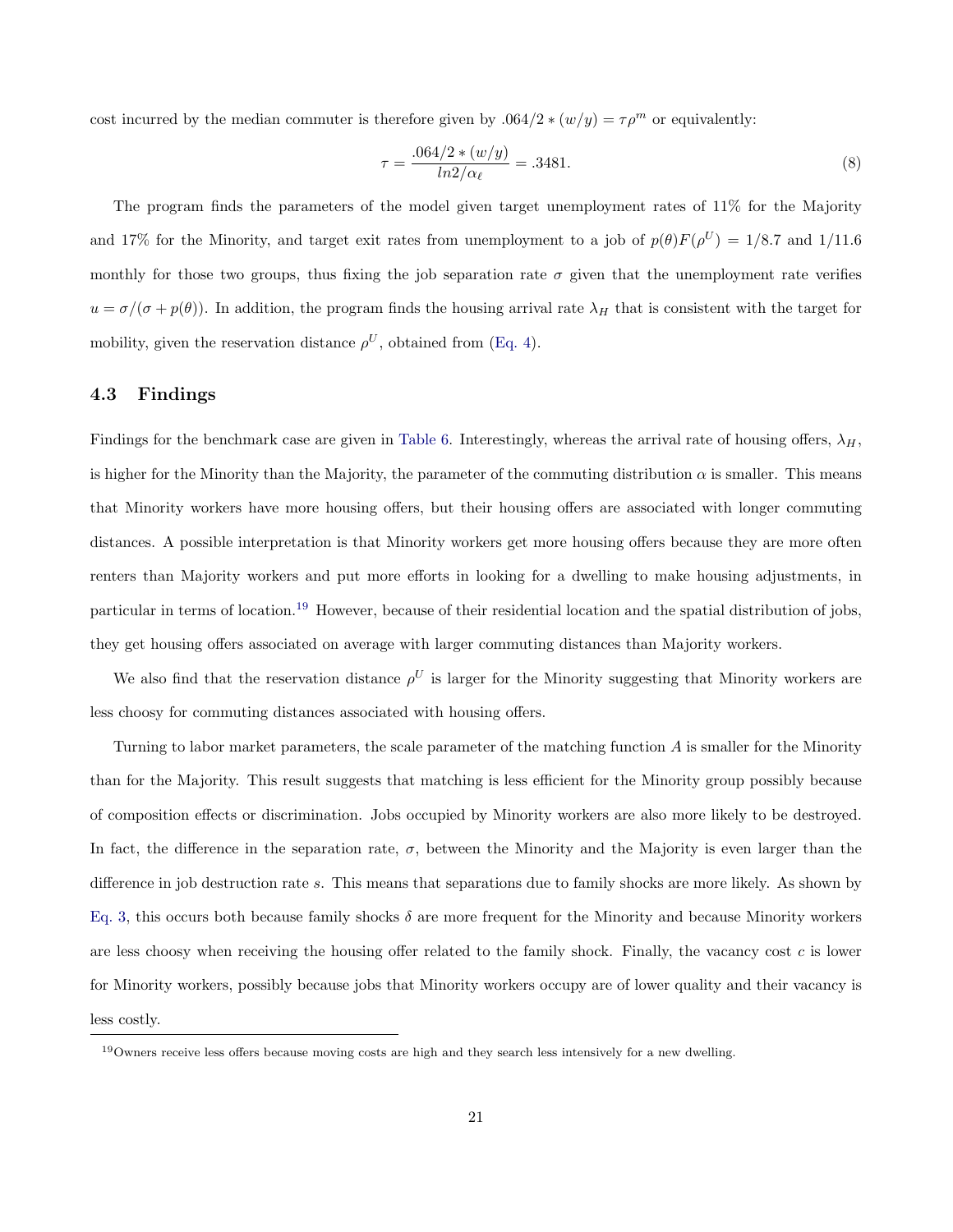cost incurred by the median commuter is therefore given by $.064/2*(w/y) = \tau\rho^m$ or equivalently:

$$\tau = \frac{.064/2*(w/y)}{ln2/\alpha_\ell} = .3481. \tag{8}$$

The program finds the parameters of the model given target unemployment rates of 11% for the Majority and 17% for the Minority, and target exit rates from unemployment to a job of $p(\theta)F(\rho^U) = 1/8.7$ and $1/11.6$ monthly for those two groups, thus fixing the job separation rate $\sigma$ given that the unemployment rate verifies $u = \sigma/(\sigma + p(\theta))$. In addition, the program finds the housing arrival rate $\lambda_H$ that is consistent with the target for mobility, given the reservation distance $\rho^U$, obtained from (Eq. 4).

### 4.3 Findings

Findings for the benchmark case are given in Table 6. Interestingly, whereas the arrival rate of housing offers, $\lambda_H$, is higher for the Minority than the Majority, the parameter of the commuting distribution $\alpha$ is smaller. This means that Minority workers have more housing offers, but their housing offers are associated with longer commuting distances. A possible interpretation is that Minority workers get more housing offers because they are more often renters than Majority workers and put more efforts in looking for a dwelling to make housing adjustments, in particular in terms of location.[19] However, because of their residential location and the spatial distribution of jobs, they get housing offers associated on average with larger commuting distances than Majority workers.

We also find that the reservation distance $\rho^U$ is larger for the Minority suggesting that Minority workers are less choosy for commuting distances associated with housing offers.

Turning to labor market parameters, the scale parameter of the matching function $A$ is smaller for the Minority than for the Majority. This result suggests that matching is less efficient for the Minority group possibly because of composition effects or discrimination. Jobs occupied by Minority workers are also more likely to be destroyed. In fact, the difference in the separation rate, $\sigma$, between the Minority and the Majority is even larger than the difference in job destruction rate $s$. This means that separations due to family shocks are more likely. As shown by Eq. 3, this occurs both because family shocks $\delta$ are more frequent for the Minority and because Minority workers are less choosy when receiving the housing offer related to the family shock. Finally, the vacancy cost $c$ is lower for Minority workers, possibly because jobs that Minority workers occupy are of lower quality and their vacancy is less costly.

[19] Owners receive less offers because moving costs are high and they search less intensively for a new dwelling.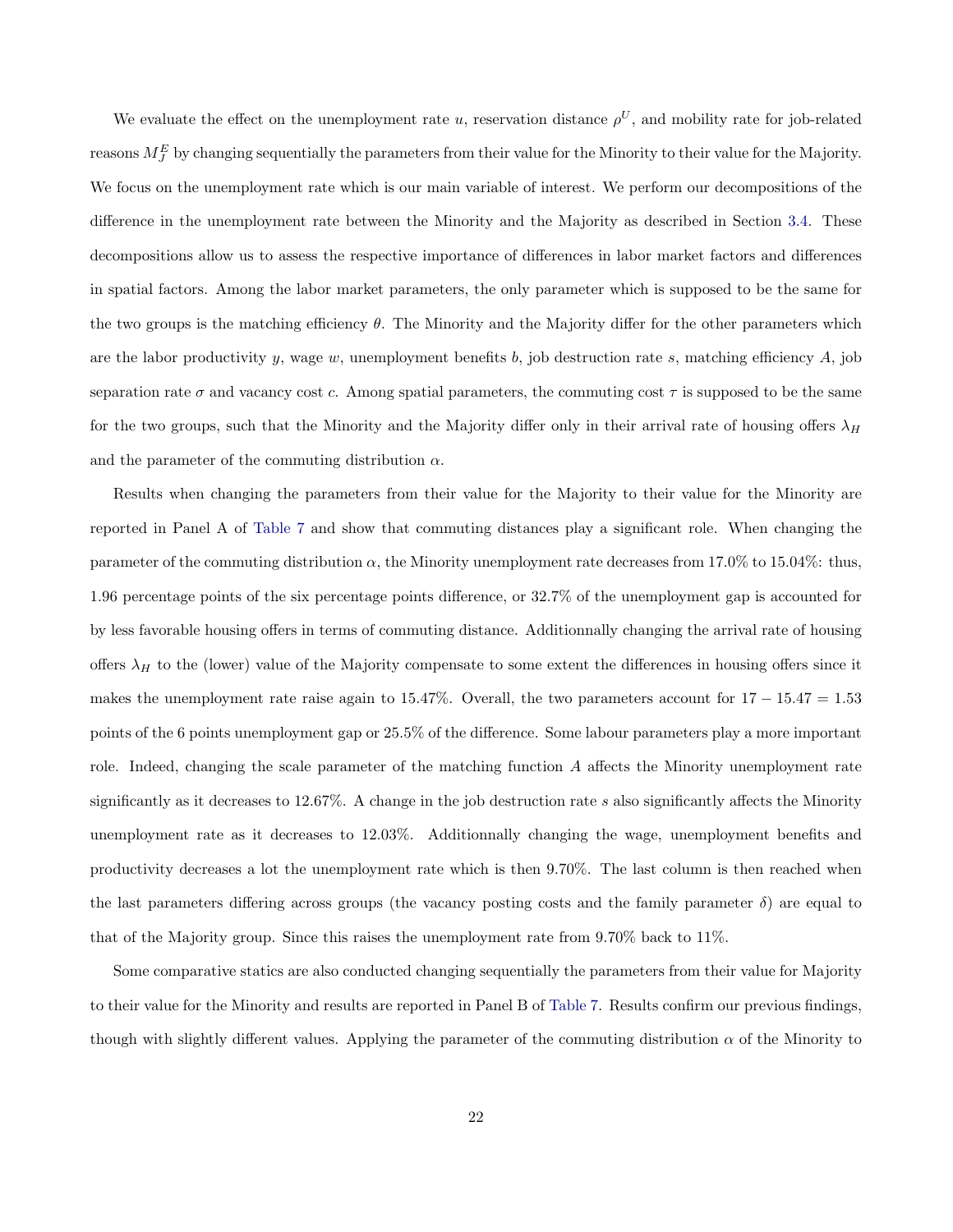We evaluate the effect on the unemployment rate $u$, reservation distance $\rho^U$, and mobility rate for job-related reasons $M_J^E$ by changing sequentially the parameters from their value for the Minority to their value for the Majority. We focus on the unemployment rate which is our main variable of interest. We perform our decompositions of the difference in the unemployment rate between the Minority and the Majority as described in Section 3.4. These decompositions allow us to assess the respective importance of differences in labor market factors and differences in spatial factors. Among the labor market parameters, the only parameter which is supposed to be the same for the two groups is the matching efficiency $\theta$. The Minority and the Majority differ for the other parameters which are the labor productivity $y$, wage $w$, unemployment benefits $b$, job destruction rate $s$, matching efficiency $A$, job separation rate $\sigma$ and vacancy cost $c$. Among spatial parameters, the commuting cost $\tau$ is supposed to be the same for the two groups, such that the Minority and the Majority differ only in their arrival rate of housing offers $\lambda_H$ and the parameter of the commuting distribution $\alpha$.

Results when changing the parameters from their value for the Majority to their value for the Minority are reported in Panel A of Table 7 and show that commuting distances play a significant role. When changing the parameter of the commuting distribution $\alpha$, the Minority unemployment rate decreases from 17.0% to 15.04%: thus, 1.96 percentage points of the six percentage points difference, or 32.7% of the unemployment gap is accounted for by less favorable housing offers in terms of commuting distance. Additionnally changing the arrival rate of housing offers $\lambda_H$ to the (lower) value of the Majority compensate to some extent the differences in housing offers since it makes the unemployment rate raise again to 15.47%. Overall, the two parameters account for $17 - 15.47 = 1.53$ points of the 6 points unemployment gap or 25.5% of the difference. Some labour parameters play a more important role. Indeed, changing the scale parameter of the matching function $A$ affects the Minority unemployment rate significantly as it decreases to 12.67%. A change in the job destruction rate $s$ also significantly affects the Minority unemployment rate as it decreases to 12.03%. Additionnally changing the wage, unemployment benefits and productivity decreases a lot the unemployment rate which is then 9.70%. The last column is then reached when the last parameters differing across groups (the vacancy posting costs and the family parameter $\delta$) are equal to that of the Majority group. Since this raises the unemployment rate from 9.70% back to 11%.

Some comparative statics are also conducted changing sequentially the parameters from their value for Majority to their value for the Minority and results are reported in Panel B of Table 7. Results confirm our previous findings, though with slightly different values. Applying the parameter of the commuting distribution $\alpha$ of the Minority to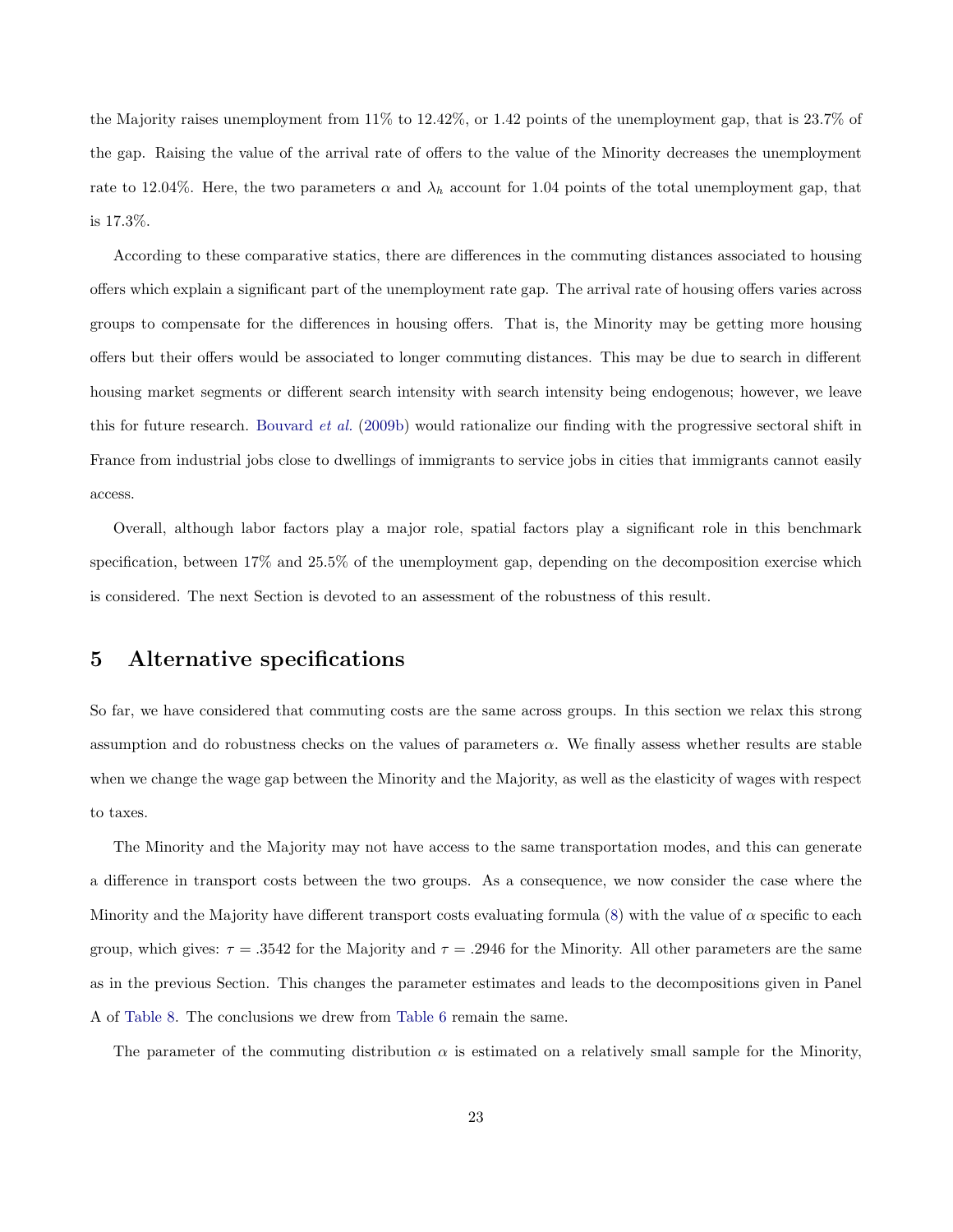the Majority raises unemployment from 11% to 12.42%, or 1.42 points of the unemployment gap, that is 23.7% of the gap. Raising the value of the arrival rate of offers to the value of the Minority decreases the unemployment rate to 12.04%. Here, the two parameters $\alpha$ and $\lambda_h$ account for 1.04 points of the total unemployment gap, that is 17.3%.

According to these comparative statics, there are differences in the commuting distances associated to housing offers which explain a significant part of the unemployment rate gap. The arrival rate of housing offers varies across groups to compensate for the differences in housing offers. That is, the Minority may be getting more housing offers but their offers would be associated to longer commuting distances. This may be due to search in different housing market segments or different search intensity with search intensity being endogenous; however, we leave this for future research. Bouvard *et al.* (2009b) would rationalize our finding with the progressive sectoral shift in France from industrial jobs close to dwellings of immigrants to service jobs in cities that immigrants cannot easily access.

Overall, although labor factors play a major role, spatial factors play a significant role in this benchmark specification, between 17% and 25.5% of the unemployment gap, depending on the decomposition exercise which is considered. The next Section is devoted to an assessment of the robustness of this result.

## 5 Alternative specifications

So far, we have considered that commuting costs are the same across groups. In this section we relax this strong assumption and do robustness checks on the values of parameters $\alpha$. We finally assess whether results are stable when we change the wage gap between the Minority and the Majority, as well as the elasticity of wages with respect to taxes.

The Minority and the Majority may not have access to the same transportation modes, and this can generate a difference in transport costs between the two groups. As a consequence, we now consider the case where the Minority and the Majority have different transport costs evaluating formula (8) with the value of $\alpha$ specific to each group, which gives: $\tau = .3542$ for the Majority and $\tau = .2946$ for the Minority. All other parameters are the same as in the previous Section. This changes the parameter estimates and leads to the decompositions given in Panel A of Table 8. The conclusions we drew from Table 6 remain the same.

The parameter of the commuting distribution $\alpha$ is estimated on a relatively small sample for the Minority,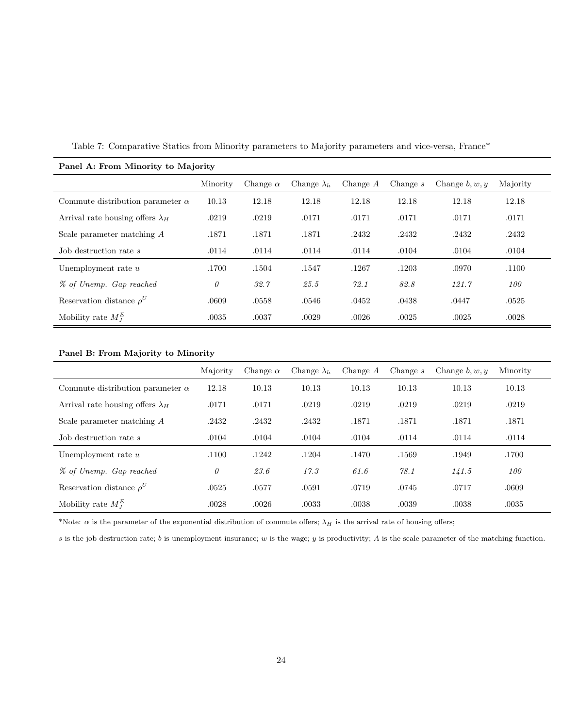Table 7: Comparative Statics from Minority parameters to Majority parameters and vice-versa, France*

**Panel A: From Minority to Majority**

| | Minority | Change $\alpha$ | Change $\lambda_h$ | Change $A$ | Change $s$ | Change $b, w, y$ | Majority |
|---|---|---|---|---|---|---|---|
| Commute distribution parameter $\alpha$ | 10.13 | 12.18 | 12.18 | 12.18 | 12.18 | 12.18 | 12.18 |
| Arrival rate housing offers $\lambda_H$ | .0219 | .0219 | .0171 | .0171 | .0171 | .0171 | .0171 |
| Scale parameter matching $A$ | .1871 | .1871 | .1871 | .2432 | .2432 | .2432 | .2432 |
| Job destruction rate $s$ | .0114 | .0114 | .0114 | .0114 | .0104 | .0104 | .0104 |
| Unemployment rate $u$ | .1700 | .1504 | .1547 | .1267 | .1203 | .0970 | .1100 |
| *% of Unemp. Gap reached* | *0* | *32.7* | *25.5* | *72.1* | *82.8* | *121.7* | *100* |
| Reservation distance $\rho^U$ | .0609 | .0558 | .0546 | .0452 | .0438 | .0447 | .0525 |
| Mobility rate $M_J^E$ | .0035 | .0037 | .0029 | .0026 | .0025 | .0025 | .0028 |

**Panel B: From Majority to Minority**

| | Majority | Change $\alpha$ | Change $\lambda_h$ | Change $A$ | Change $s$ | Change $b, w, y$ | Minority |
|---|---|---|---|---|---|---|---|
| Commute distribution parameter $\alpha$ | 12.18 | 10.13 | 10.13 | 10.13 | 10.13 | 10.13 | 10.13 |
| Arrival rate housing offers $\lambda_H$ | .0171 | .0171 | .0219 | .0219 | .0219 | .0219 | .0219 |
| Scale parameter matching $A$ | .2432 | .2432 | .2432 | .1871 | .1871 | .1871 | .1871 |
| Job destruction rate $s$ | .0104 | .0104 | .0104 | .0104 | .0114 | .0114 | .0114 |
| Unemployment rate $u$ | .1100 | .1242 | .1204 | .1470 | .1569 | .1949 | .1700 |
| *% of Unemp. Gap reached* | *0* | *23.6* | *17.3* | *61.6* | *78.1* | *141.5* | *100* |
| Reservation distance $\rho^U$ | .0525 | .0577 | .0591 | .0719 | .0745 | .0717 | .0609 |
| Mobility rate $M_J^E$ | .0028 | .0026 | .0033 | .0038 | .0039 | .0038 | .0035 |

*Note: $\alpha$ is the parameter of the exponential distribution of commute offers; $\lambda_H$ is the arrival rate of housing offers;

$s$ is the job destruction rate; $b$ is unemployment insurance; $w$ is the wage; $y$ is productivity; $A$ is the scale parameter of the matching function.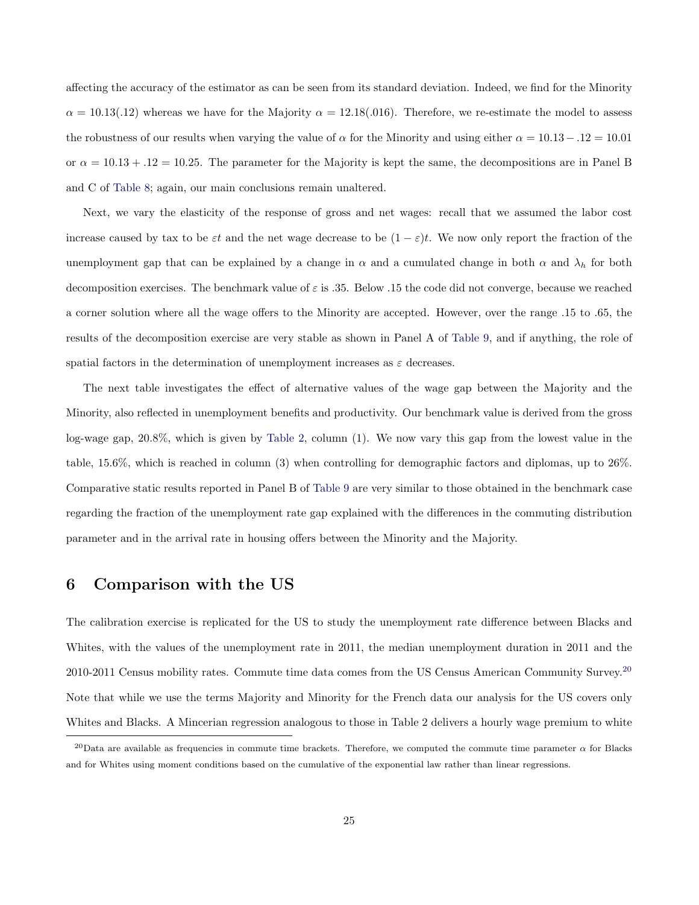affecting the accuracy of the estimator as can be seen from its standard deviation. Indeed, we find for the Minority $\alpha = 10.13(.12)$ whereas we have for the Majority $\alpha = 12.18(.016)$. Therefore, we re-estimate the model to assess the robustness of our results when varying the value of $\alpha$ for the Minority and using either $\alpha = 10.13 - .12 = 10.01$ or $\alpha = 10.13 + .12 = 10.25$. The parameter for the Majority is kept the same, the decompositions are in Panel B and C of Table 8; again, our main conclusions remain unaltered.

Next, we vary the elasticity of the response of gross and net wages: recall that we assumed the labor cost increase caused by tax to be $\varepsilon t$ and the net wage decrease to be $(1-\varepsilon)t$. We now only report the fraction of the unemployment gap that can be explained by a change in $\alpha$ and a cumulated change in both $\alpha$ and $\lambda_h$ for both decomposition exercises. The benchmark value of $\varepsilon$ is .35. Below .15 the code did not converge, because we reached a corner solution where all the wage offers to the Minority are accepted. However, over the range .15 to .65, the results of the decomposition exercise are very stable as shown in Panel A of Table 9, and if anything, the role of spatial factors in the determination of unemployment increases as $\varepsilon$ decreases.

The next table investigates the effect of alternative values of the wage gap between the Majority and the Minority, also reflected in unemployment benefits and productivity. Our benchmark value is derived from the gross log-wage gap, 20.8%, which is given by Table 2, column (1). We now vary this gap from the lowest value in the table, 15.6%, which is reached in column (3) when controlling for demographic factors and diplomas, up to 26%. Comparative static results reported in Panel B of Table 9 are very similar to those obtained in the benchmark case regarding the fraction of the unemployment rate gap explained with the differences in the commuting distribution parameter and in the arrival rate in housing offers between the Minority and the Majority.

# 6 Comparison with the US

The calibration exercise is replicated for the US to study the unemployment rate difference between Blacks and Whites, with the values of the unemployment rate in 2011, the median unemployment duration in 2011 and the 2010-2011 Census mobility rates. Commute time data comes from the US Census American Community Survey.[20] Note that while we use the terms Majority and Minority for the French data our analysis for the US covers only Whites and Blacks. A Mincerian regression analogous to those in Table 2 delivers a hourly wage premium to white

[20] Data are available as frequencies in commute time brackets. Therefore, we computed the commute time parameter $\alpha$ for Blacks and for Whites using moment conditions based on the cumulative of the exponential law rather than linear regressions.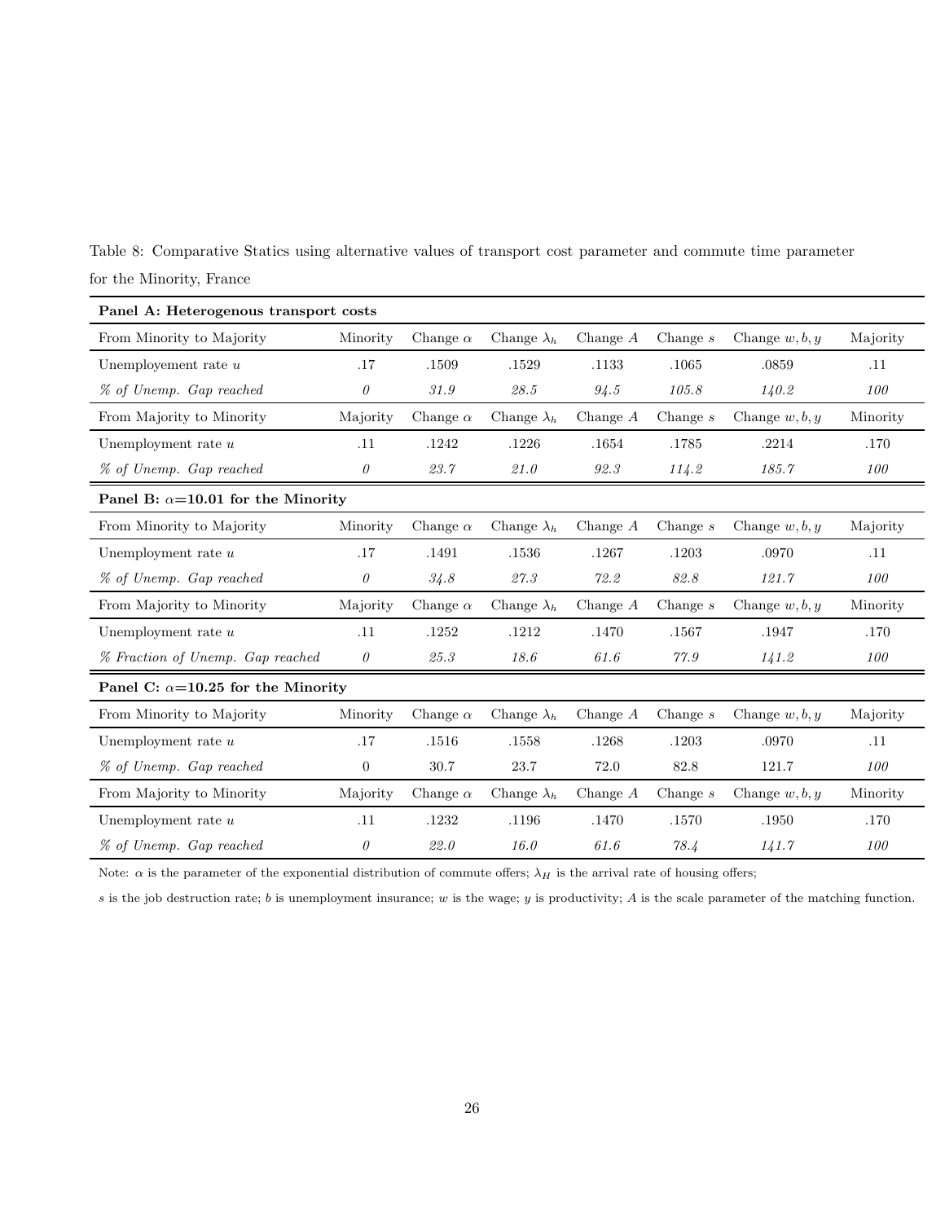Table 8: Comparative Statics using alternative values of transport cost parameter and commute time parameter for the Minority, France

| **Panel A: Heterogenous transport costs** | | | | | | | |
|---|---|---|---|---|---|---|---|
| From Minority to Majority | Minority | Change $\alpha$ | Change $\lambda_h$ | Change $A$ | Change $s$ | Change $w, b, y$ | Majority |
| Unemployement rate $u$ | .17 | .1509 | .1529 | .1133 | .1065 | .0859 | .11 |
| *% of Unemp. Gap reached* | *0* | *31.9* | *28.5* | *94.5* | *105.8* | *140.2* | *100* |
| From Majority to Minority | Majority | Change $\alpha$ | Change $\lambda_h$ | Change $A$ | Change $s$ | Change $w, b, y$ | Minority |
| Unemployment rate $u$ | .11 | .1242 | .1226 | .1654 | .1785 | .2214 | .170 |
| *% of Unemp. Gap reached* | *0* | *23.7* | *21.0* | *92.3* | *114.2* | *185.7* | *100* |
| **Panel B: $\alpha$=10.01 for the Minority** | | | | | | | |
| From Minority to Majority | Minority | Change $\alpha$ | Change $\lambda_h$ | Change $A$ | Change $s$ | Change $w, b, y$ | Majority |
| Unemployment rate $u$ | .17 | .1491 | .1536 | .1267 | .1203 | .0970 | .11 |
| *% of Unemp. Gap reached* | *0* | *34.8* | *27.3* | *72.2* | *82.8* | *121.7* | *100* |
| From Majority to Minority | Majority | Change $\alpha$ | Change $\lambda_h$ | Change $A$ | Change $s$ | Change $w, b, y$ | Minority |
| Unemployment rate $u$ | .11 | .1252 | .1212 | .1470 | .1567 | .1947 | .170 |
| *% Fraction of Unemp. Gap reached* | *0* | *25.3* | *18.6* | *61.6* | *77.9* | *141.2* | *100* |
| **Panel C: $\alpha$=10.25 for the Minority** | | | | | | | |
| From Minority to Majority | Minority | Change $\alpha$ | Change $\lambda_h$ | Change $A$ | Change $s$ | Change $w, b, y$ | Majority |
| Unemployment rate $u$ | .17 | .1516 | .1558 | .1268 | .1203 | .0970 | .11 |
| *% of Unemp. Gap reached* | 0 | 30.7 | 23.7 | 72.0 | 82.8 | 121.7 | *100* |
| From Majority to Minority | Majority | Change $\alpha$ | Change $\lambda_h$ | Change $A$ | Change $s$ | Change $w, b, y$ | Minority |
| Unemployment rate $u$ | .11 | .1232 | .1196 | .1470 | .1570 | .1950 | .170 |
| *% of Unemp. Gap reached* | *0* | *22.0* | *16.0* | *61.6* | *78.4* | *141.7* | *100* |

Note: $\alpha$ is the parameter of the exponential distribution of commute offers; $\lambda_H$ is the arrival rate of housing offers;

$s$ is the job destruction rate; $b$ is unemployment insurance; $w$ is the wage; $y$ is productivity; $A$ is the scale parameter of the matching function.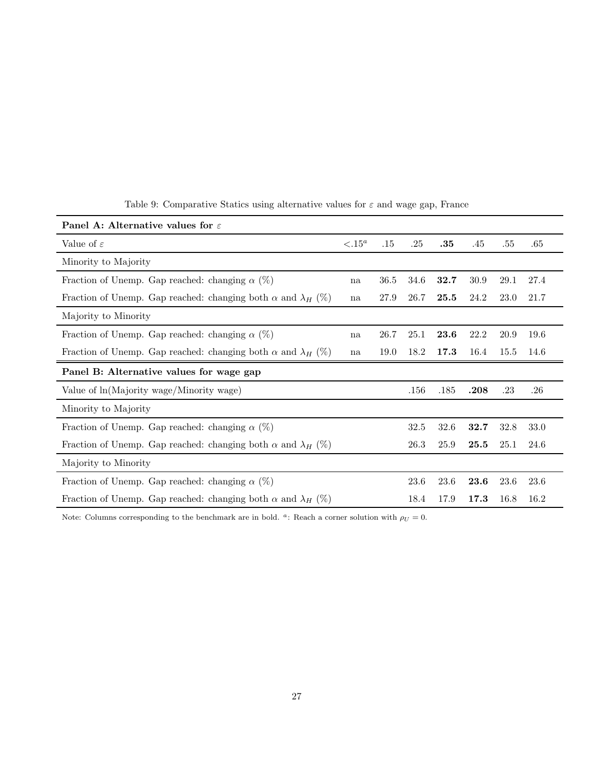Table 9: Comparative Statics using alternative values for $\varepsilon$ and wage gap, France

| **Panel A: Alternative values for $\varepsilon$** | | | | | | | |
|---|---|---|---|---|---|---|---|
| Value of $\varepsilon$ | $<.15^{a}$ | .15 | .25 | **.35** | .45 | .55 | .65 |
| Minority to Majority | | | | | | | |
| Fraction of Unemp. Gap reached: changing $\alpha$ (%) | na | 36.5 | 34.6 | **32.7** | 30.9 | 29.1 | 27.4 |
| Fraction of Unemp. Gap reached: changing both $\alpha$ and $\lambda_H$ (%) | na | 27.9 | 26.7 | **25.5** | 24.2 | 23.0 | 21.7 |
| Majority to Minority | | | | | | | |
| Fraction of Unemp. Gap reached: changing $\alpha$ (%) | na | 26.7 | 25.1 | **23.6** | 22.2 | 20.9 | 19.6 |
| Fraction of Unemp. Gap reached: changing both $\alpha$ and $\lambda_H$ (%) | na | 19.0 | 18.2 | **17.3** | 16.4 | 15.5 | 14.6 |
| **Panel B: Alternative values for wage gap** | | | | | | | |
| Value of ln(Majority wage/Minority wage) | | | .156 | .185 | **.208** | .23 | .26 |
| Minority to Majority | | | | | | | |
| Fraction of Unemp. Gap reached: changing $\alpha$ (%) | | | 32.5 | 32.6 | **32.7** | 32.8 | 33.0 |
| Fraction of Unemp. Gap reached: changing both $\alpha$ and $\lambda_H$ (%) | | | 26.3 | 25.9 | **25.5** | 25.1 | 24.6 |
| Majority to Minority | | | | | | | |
| Fraction of Unemp. Gap reached: changing $\alpha$ (%) | | | 23.6 | 23.6 | **23.6** | 23.6 | 23.6 |
| Fraction of Unemp. Gap reached: changing both $\alpha$ and $\lambda_H$ (%) | | | 18.4 | 17.9 | **17.3** | 16.8 | 16.2 |

Note: Columns corresponding to the benchmark are in bold. [a]: Reach a corner solution with $\rho_U = 0$.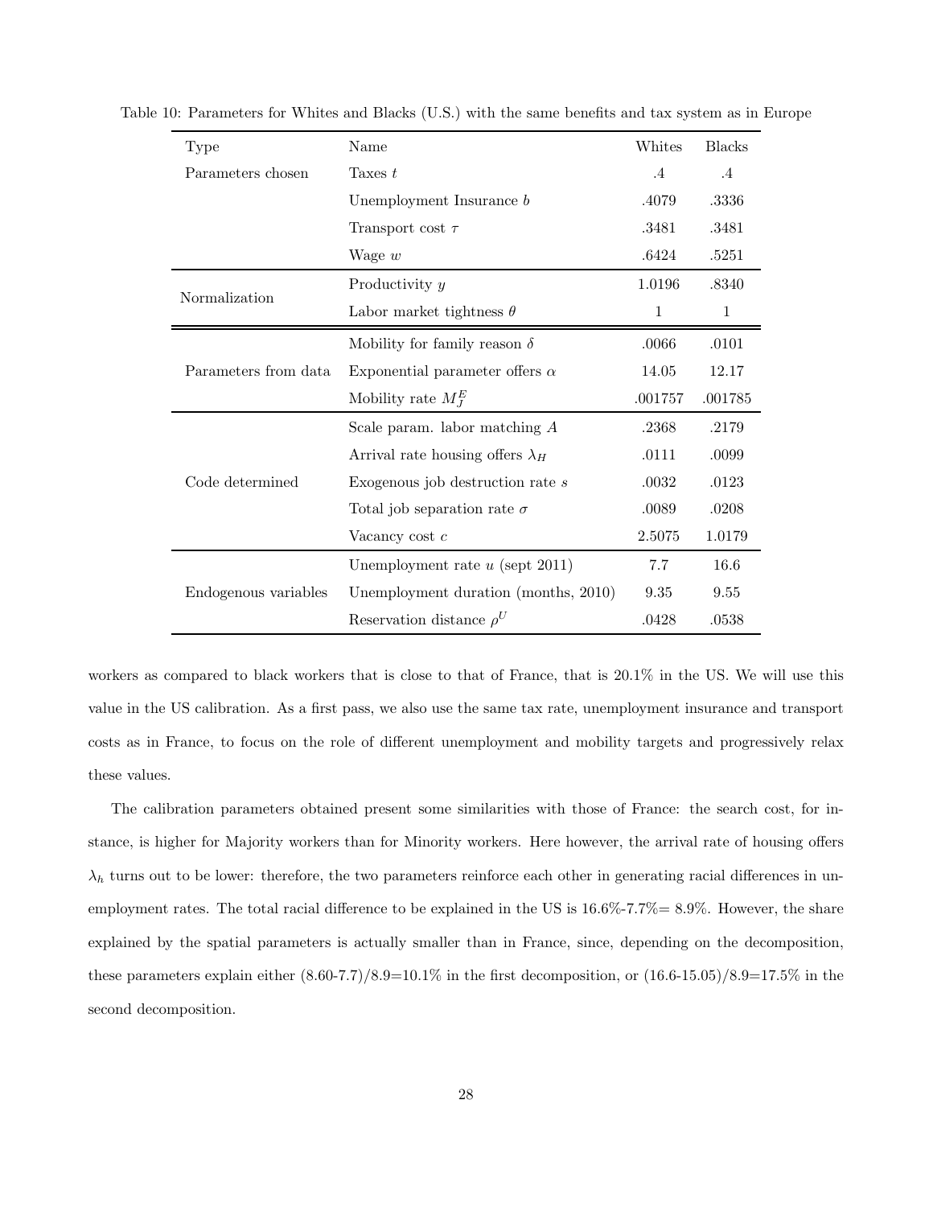Table 10: Parameters for Whites and Blacks (U.S.) with the same benefits and tax system as in Europe

| Type | Name | Whites | Blacks |
|---|---|---|---|
| Parameters chosen | Taxes $t$ | .4 | .4 |
| | Unemployment Insurance $b$ | .4079 | .3336 |
| | Transport cost $\tau$ | .3481 | .3481 |
| | Wage $w$ | .6424 | .5251 |
| Normalization | Productivity $y$ | 1.0196 | .8340 |
| | Labor market tightness $\theta$ | 1 | 1 |
| Parameters from data | Mobility for family reason $\delta$ | .0066 | .0101 |
| | Exponential parameter offers $\alpha$ | 14.05 | 12.17 |
| | Mobility rate $M_J^E$ | .001757 | .001785 |
| Code determined | Scale param. labor matching $A$ | .2368 | .2179 |
| | Arrival rate housing offers $\lambda_H$ | .0111 | .0099 |
| | Exogenous job destruction rate $s$ | .0032 | .0123 |
| | Total job separation rate $\sigma$ | .0089 | .0208 |
| | Vacancy cost $c$ | 2.5075 | 1.0179 |
| Endogenous variables | Unemployment rate $u$ (sept 2011) | 7.7 | 16.6 |
| | Unemployment duration (months, 2010) | 9.35 | 9.55 |
| | Reservation distance $\rho^U$ | .0428 | .0538 |

workers as compared to black workers that is close to that of France, that is 20.1% in the US. We will use this value in the US calibration. As a first pass, we also use the same tax rate, unemployment insurance and transport costs as in France, to focus on the role of different unemployment and mobility targets and progressively relax these values.

The calibration parameters obtained present some similarities with those of France: the search cost, for instance, is higher for Majority workers than for Minority workers. Here however, the arrival rate of housing offers $\lambda_h$ turns out to be lower: therefore, the two parameters reinforce each other in generating racial differences in unemployment rates. The total racial difference to be explained in the US is 16.6%-7.7%= 8.9%. However, the share explained by the spatial parameters is actually smaller than in France, since, depending on the decomposition, these parameters explain either (8.60-7.7)/8.9=10.1% in the first decomposition, or (16.6-15.05)/8.9=17.5% in the second decomposition.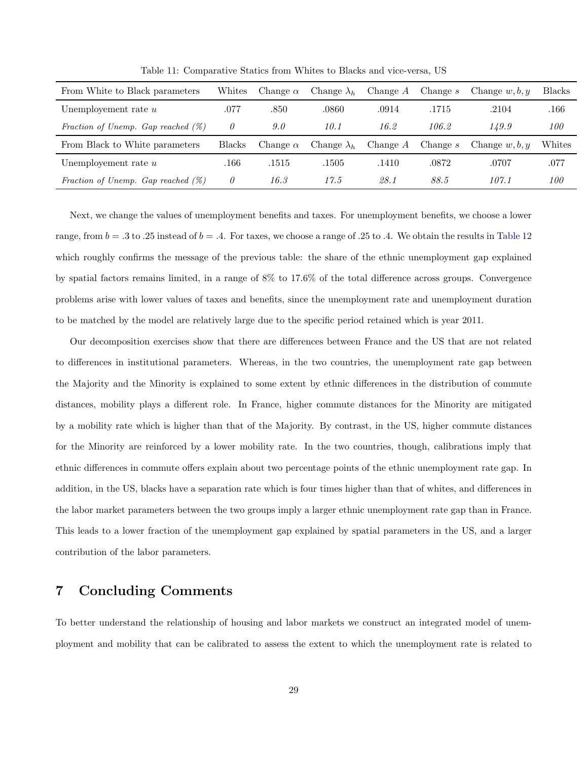Table 11: Comparative Statics from Whites to Blacks and vice-versa, US

| From White to Black parameters | Whites | Change $\alpha$ | Change $\lambda_h$ | Change $A$ | Change $s$ | Change $w, b, y$ | Blacks |
|---|---|---|---|---|---|---|---|
| Unemployement rate $u$ | .077 | .850 | .0860 | .0914 | .1715 | .2104 | .166 |
| *Fraction of Unemp. Gap reached (%)* | *0* | *9.0* | *10.1* | *16.2* | *106.2* | *149.9* | *100* |
| **From Black to White parameters** | **Blacks** | **Change $\alpha$** | **Change $\lambda_h$** | **Change $A$** | **Change $s$** | **Change $w, b, y$** | **Whites** |
| Unemployement rate $u$ | .166 | .1515 | .1505 | .1410 | .0872 | .0707 | .077 |
| *Fraction of Unemp. Gap reached (%)* | *0* | *16.3* | *17.5* | *28.1* | *88.5* | *107.1* | *100* |

Next, we change the values of unemployment benefits and taxes. For unemployment benefits, we choose a lower range, from $b = .3$ to $.25$ instead of $b = .4$. For taxes, we choose a range of .25 to .4. We obtain the results in Table 12 which roughly confirms the message of the previous table: the share of the ethnic unemployment gap explained by spatial factors remains limited, in a range of 8% to 17.6% of the total difference across groups. Convergence problems arise with lower values of taxes and benefits, since the unemployment rate and unemployment duration to be matched by the model are relatively large due to the specific period retained which is year 2011.

Our decomposition exercises show that there are differences between France and the US that are not related to differences in institutional parameters. Whereas, in the two countries, the unemployment rate gap between the Majority and the Minority is explained to some extent by ethnic differences in the distribution of commute distances, mobility plays a different role. In France, higher commute distances for the Minority are mitigated by a mobility rate which is higher than that of the Majority. By contrast, in the US, higher commute distances for the Minority are reinforced by a lower mobility rate. In the two countries, though, calibrations imply that ethnic differences in commute offers explain about two percentage points of the ethnic unemployment rate gap. In addition, in the US, blacks have a separation rate which is four times higher than that of whites, and differences in the labor market parameters between the two groups imply a larger ethnic unemployment rate gap than in France. This leads to a lower fraction of the unemployment gap explained by spatial parameters in the US, and a larger contribution of the labor parameters.

# 7 Concluding Comments

To better understand the relationship of housing and labor markets we construct an integrated model of unemployment and mobility that can be calibrated to assess the extent to which the unemployment rate is related to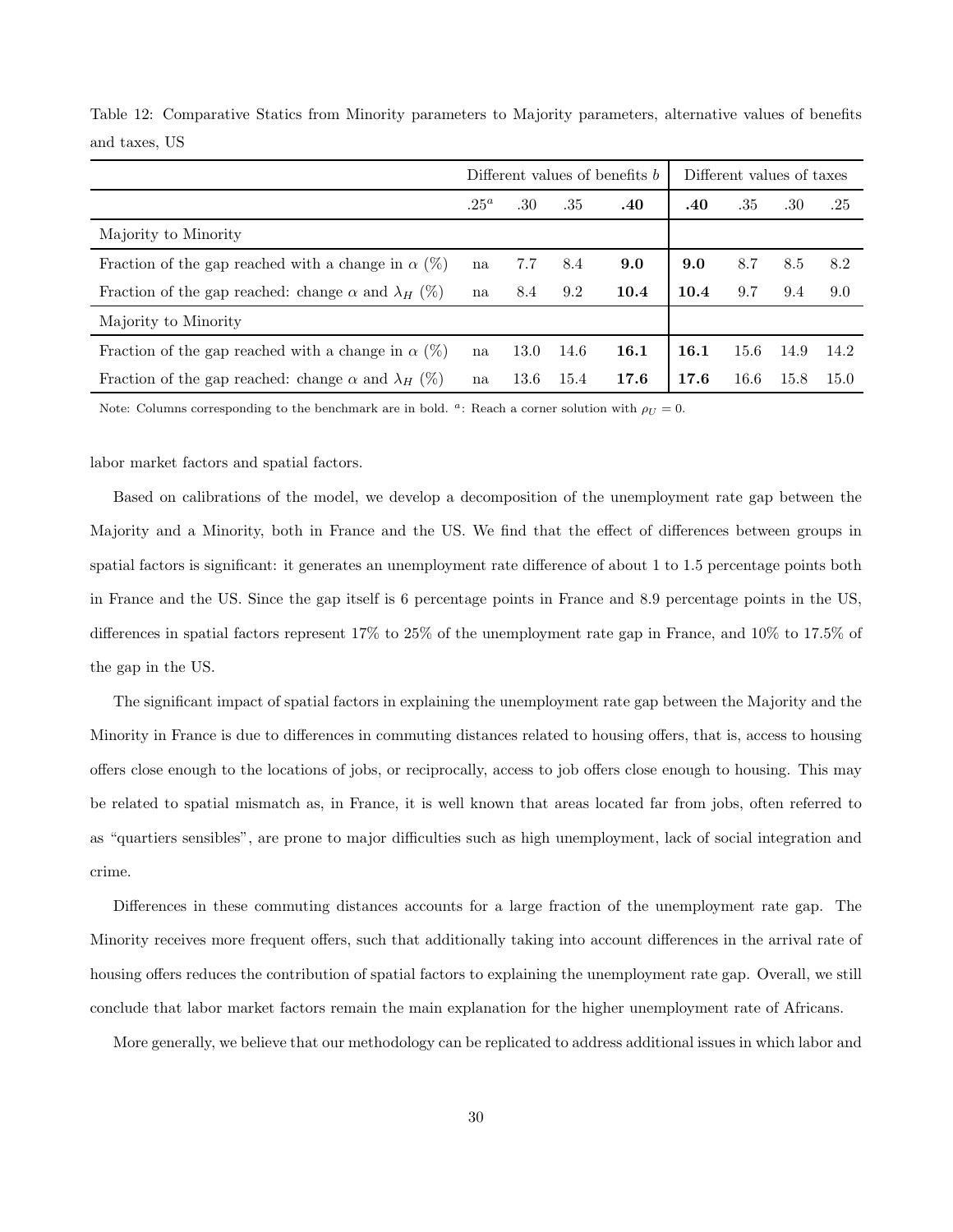Table 12: Comparative Statics from Minority parameters to Majority parameters, alternative values of benefits and taxes, US

| | Different values of benefits $b$ | | | | Different values of taxes | | | |
|---|---|---|---|---|---|---|---|---|
| | $.25^a$ | .30 | .35 | **.40** | **.40** | .35 | .30 | .25 |
| Majority to Minority | | | | | | | | |
| Fraction of the gap reached with a change in $\alpha$ (%) | na | 7.7 | 8.4 | **9.0** | **9.0** | 8.7 | 8.5 | 8.2 |
| Fraction of the gap reached: change $\alpha$ and $\lambda_H$ (%) | na | 8.4 | 9.2 | **10.4** | **10.4** | 9.7 | 9.4 | 9.0 |
| Majority to Minority | | | | | | | | |
| Fraction of the gap reached with a change in $\alpha$ (%) | na | 13.0 | 14.6 | **16.1** | **16.1** | 15.6 | 14.9 | 14.2 |
| Fraction of the gap reached: change $\alpha$ and $\lambda_H$ (%) | na | 13.6 | 15.4 | **17.6** | **17.6** | 16.6 | 15.8 | 15.0 |

Note: Columns corresponding to the benchmark are in bold. [a]: Reach a corner solution with $\rho_U = 0$.

labor market factors and spatial factors.

Based on calibrations of the model, we develop a decomposition of the unemployment rate gap between the Majority and a Minority, both in France and the US. We find that the effect of differences between groups in spatial factors is significant: it generates an unemployment rate difference of about 1 to 1.5 percentage points both in France and the US. Since the gap itself is 6 percentage points in France and 8.9 percentage points in the US, differences in spatial factors represent 17% to 25% of the unemployment rate gap in France, and 10% to 17.5% of the gap in the US.

The significant impact of spatial factors in explaining the unemployment rate gap between the Majority and the Minority in France is due to differences in commuting distances related to housing offers, that is, access to housing offers close enough to the locations of jobs, or reciprocally, access to job offers close enough to housing. This may be related to spatial mismatch as, in France, it is well known that areas located far from jobs, often referred to as "quartiers sensibles", are prone to major difficulties such as high unemployment, lack of social integration and crime.

Differences in these commuting distances accounts for a large fraction of the unemployment rate gap. The Minority receives more frequent offers, such that additionally taking into account differences in the arrival rate of housing offers reduces the contribution of spatial factors to explaining the unemployment rate gap. Overall, we still conclude that labor market factors remain the main explanation for the higher unemployment rate of Africans.

More generally, we believe that our methodology can be replicated to address additional issues in which labor and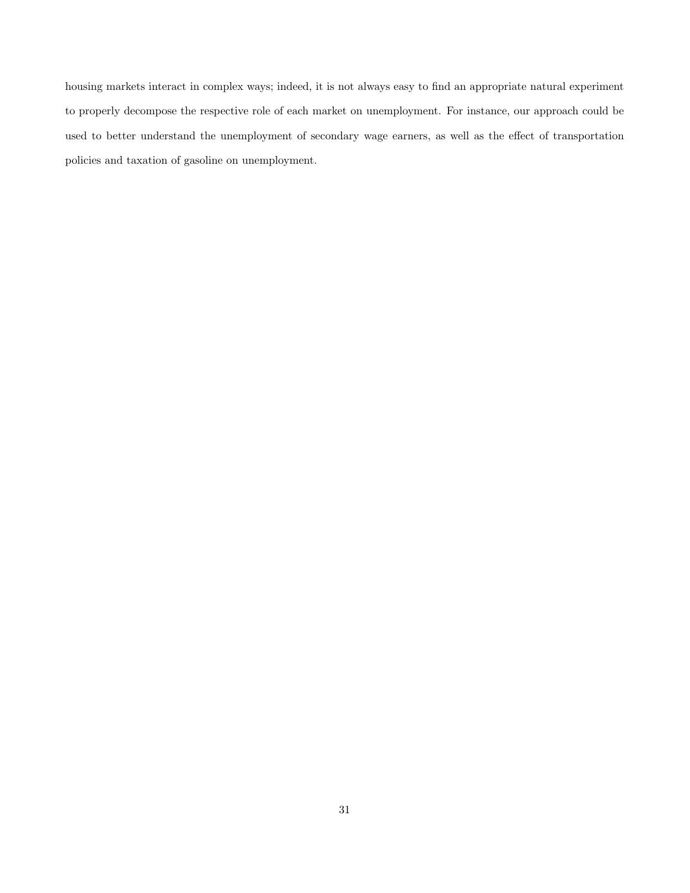housing markets interact in complex ways; indeed, it is not always easy to find an appropriate natural experiment to properly decompose the respective role of each market on unemployment. For instance, our approach could be used to better understand the unemployment of secondary wage earners, as well as the effect of transportation policies and taxation of gasoline on unemployment.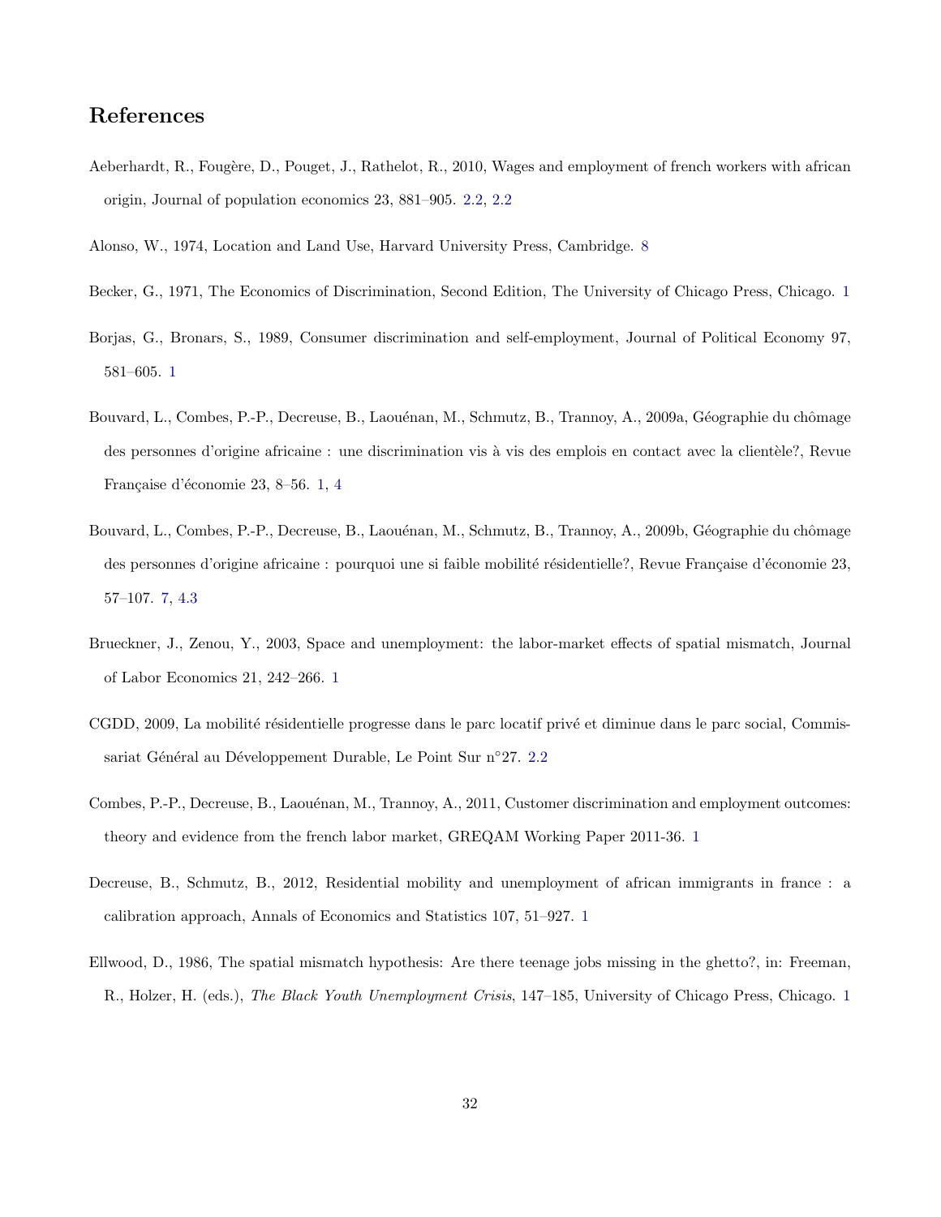## References

Aeberhardt, R., Fougère, D., Pouget, J., Rathelot, R., 2010, Wages and employment of french workers with african origin, Journal of population economics 23, 881–905. 2.2, 2.2

Alonso, W., 1974, Location and Land Use, Harvard University Press, Cambridge. 8

Becker, G., 1971, The Economics of Discrimination, Second Edition, The University of Chicago Press, Chicago. 1

Borjas, G., Bronars, S., 1989, Consumer discrimination and self-employment, Journal of Political Economy 97, 581–605. 1

Bouvard, L., Combes, P.-P., Decreuse, B., Laouénan, M., Schmutz, B., Trannoy, A., 2009a, Géographie du chômage des personnes d'origine africaine : une discrimination vis à vis des emplois en contact avec la clientèle?, Revue Française d'économie 23, 8–56. 1, 4

Bouvard, L., Combes, P.-P., Decreuse, B., Laouénan, M., Schmutz, B., Trannoy, A., 2009b, Géographie du chômage des personnes d'origine africaine : pourquoi une si faible mobilité résidentielle?, Revue Française d'économie 23, 57–107. 7, 4.3

Brueckner, J., Zenou, Y., 2003, Space and unemployment: the labor-market effects of spatial mismatch, Journal of Labor Economics 21, 242–266. 1

CGDD, 2009, La mobilité résidentielle progresse dans le parc locatif privé et diminue dans le parc social, Commissariat Général au Développement Durable, Le Point Sur n°27. 2.2

Combes, P.-P., Decreuse, B., Laouénan, M., Trannoy, A., 2011, Customer discrimination and employment outcomes: theory and evidence from the french labor market, GREQAM Working Paper 2011-36. 1

Decreuse, B., Schmutz, B., 2012, Residential mobility and unemployment of african immigrants in france : a calibration approach, Annals of Economics and Statistics 107, 51–927. 1

Ellwood, D., 1986, The spatial mismatch hypothesis: Are there teenage jobs missing in the ghetto?, in: Freeman, R., Holzer, H. (eds.), *The Black Youth Unemployment Crisis*, 147–185, University of Chicago Press, Chicago. 1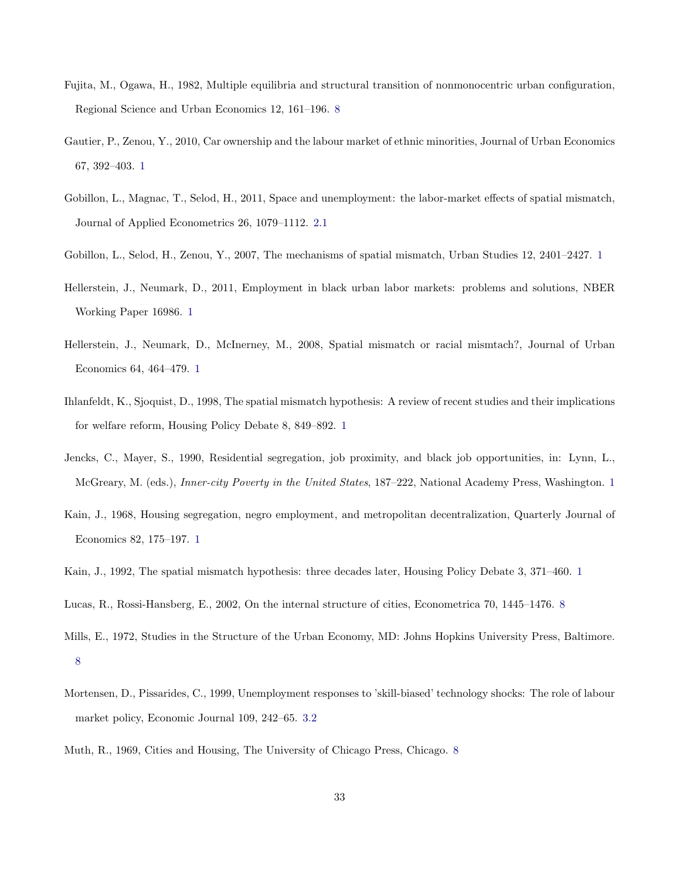Fujita, M., Ogawa, H., 1982, Multiple equilibria and structural transition of nonmonocentric urban configuration, Regional Science and Urban Economics 12, 161–196. 8

Gautier, P., Zenou, Y., 2010, Car ownership and the labour market of ethnic minorities, Journal of Urban Economics 67, 392–403. 1

Gobillon, L., Magnac, T., Selod, H., 2011, Space and unemployment: the labor-market effects of spatial mismatch, Journal of Applied Econometrics 26, 1079–1112. 2.1

Gobillon, L., Selod, H., Zenou, Y., 2007, The mechanisms of spatial mismatch, Urban Studies 12, 2401–2427. 1

Hellerstein, J., Neumark, D., 2011, Employment in black urban labor markets: problems and solutions, NBER Working Paper 16986. 1

Hellerstein, J., Neumark, D., McInerney, M., 2008, Spatial mismatch or racial mismtach?, Journal of Urban Economics 64, 464–479. 1

Ihlanfeldt, K., Sjoquist, D., 1998, The spatial mismatch hypothesis: A review of recent studies and their implications for welfare reform, Housing Policy Debate 8, 849–892. 1

Jencks, C., Mayer, S., 1990, Residential segregation, job proximity, and black job opportunities, in: Lynn, L., McGreary, M. (eds.), *Inner-city Poverty in the United States*, 187–222, National Academy Press, Washington. 1

Kain, J., 1968, Housing segregation, negro employment, and metropolitan decentralization, Quarterly Journal of Economics 82, 175–197. 1

Kain, J., 1992, The spatial mismatch hypothesis: three decades later, Housing Policy Debate 3, 371–460. 1

Lucas, R., Rossi-Hansberg, E., 2002, On the internal structure of cities, Econometrica 70, 1445–1476. 8

Mills, E., 1972, Studies in the Structure of the Urban Economy, MD: Johns Hopkins University Press, Baltimore. 8

Mortensen, D., Pissarides, C., 1999, Unemployment responses to 'skill-biased' technology shocks: The role of labour market policy, Economic Journal 109, 242–65. 3.2

Muth, R., 1969, Cities and Housing, The University of Chicago Press, Chicago. 8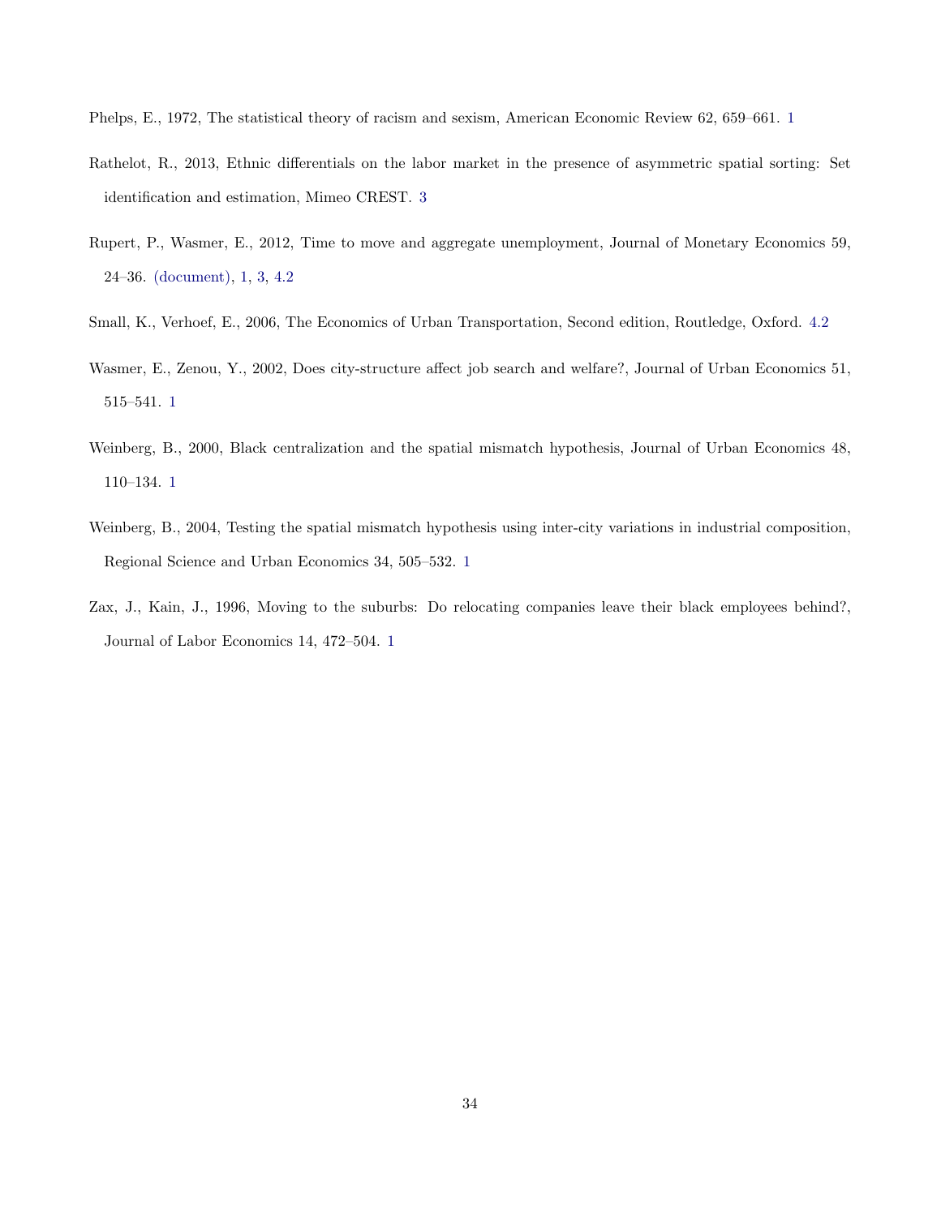Phelps, E., 1972, The statistical theory of racism and sexism, American Economic Review 62, 659–661. 1

Rathelot, R., 2013, Ethnic differentials on the labor market in the presence of asymmetric spatial sorting: Set identification and estimation, Mimeo CREST. 3

Rupert, P., Wasmer, E., 2012, Time to move and aggregate unemployment, Journal of Monetary Economics 59, 24–36. (document), 1, 3, 4.2

Small, K., Verhoef, E., 2006, The Economics of Urban Transportation, Second edition, Routledge, Oxford. 4.2

Wasmer, E., Zenou, Y., 2002, Does city-structure affect job search and welfare?, Journal of Urban Economics 51, 515–541. 1

Weinberg, B., 2000, Black centralization and the spatial mismatch hypothesis, Journal of Urban Economics 48, 110–134. 1

Weinberg, B., 2004, Testing the spatial mismatch hypothesis using inter-city variations in industrial composition, Regional Science and Urban Economics 34, 505–532. 1

Zax, J., Kain, J., 1996, Moving to the suburbs: Do relocating companies leave their black employees behind?, Journal of Labor Economics 14, 472–504. 1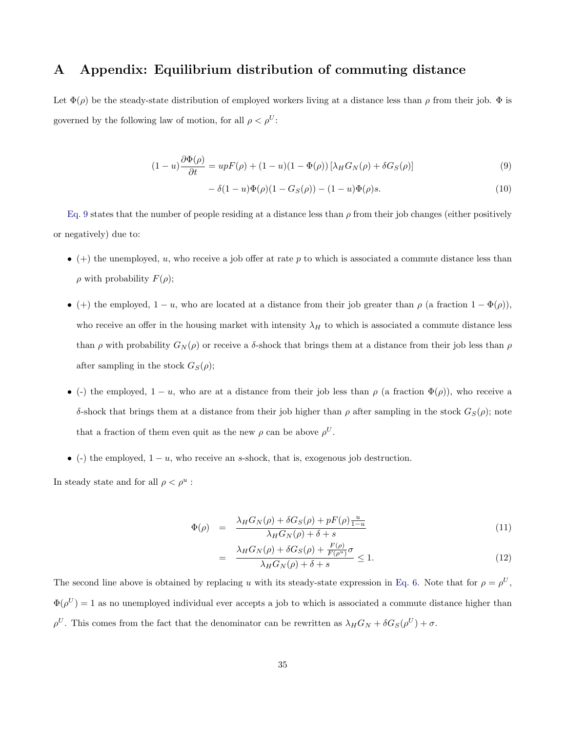# A Appendix: Equilibrium distribution of commuting distance

Let $\Phi(\rho)$ be the steady-state distribution of employed workers living at a distance less than $\rho$ from their job. $\Phi$ is governed by the following law of motion, for all $\rho < \rho^U$:

$$(1-u)\frac{\partial \Phi(\rho)}{\partial t} = upF(\rho) + (1-u)(1-\Phi(\rho))\left[\lambda_H G_N(\rho) + \delta G_S(\rho)\right] \tag{9}$$

$$- \delta(1-u)\Phi(\rho)(1-G_S(\rho)) - (1-u)\Phi(\rho)s. \tag{10}$$

Eq. 9 states that the number of people residing at a distance less than $\rho$ from their job changes (either positively or negatively) due to:

- (+) the unemployed, $u$, who receive a job offer at rate $p$ to which is associated a commute distance less than $\rho$ with probability $F(\rho)$;
- (+) the employed, $1-u$, who are located at a distance from their job greater than $\rho$ (a fraction $1-\Phi(\rho)$), who receive an offer in the housing market with intensity $\lambda_H$ to which is associated a commute distance less than $\rho$ with probability $G_N(\rho)$ or receive a $\delta$-shock that brings them at a distance from their job less than $\rho$ after sampling in the stock $G_S(\rho)$;
- (-) the employed, $1-u$, who are at a distance from their job less than $\rho$ (a fraction $\Phi(\rho)$), who receive a $\delta$-shock that brings them at a distance from their job higher than $\rho$ after sampling in the stock $G_S(\rho)$; note that a fraction of them even quit as the new $\rho$ can be above $\rho^U$.
- (-) the employed, $1-u$, who receive an $s$-shock, that is, exogenous job destruction.

In steady state and for all $\rho < \rho^u$ :

$$\Phi(\rho) = \frac{\lambda_H G_N(\rho) + \delta G_S(\rho) + pF(\rho)\frac{u}{1-u}}{\lambda_H G_N(\rho) + \delta + s} \tag{11}$$

$$= \frac{\lambda_H G_N(\rho) + \delta G_S(\rho) + \frac{F(\rho)}{F(\rho^u)}\sigma}{\lambda_H G_N(\rho) + \delta + s} \leq 1. \tag{12}$$

The second line above is obtained by replacing $u$ with its steady-state expression in Eq. 6. Note that for $\rho = \rho^U$, $\Phi(\rho^U) = 1$ as no unemployed individual ever accepts a job to which is associated a commute distance higher than $\rho^U$. This comes from the fact that the denominator can be rewritten as $\lambda_H G_N + \delta G_S(\rho^U) + \sigma$.